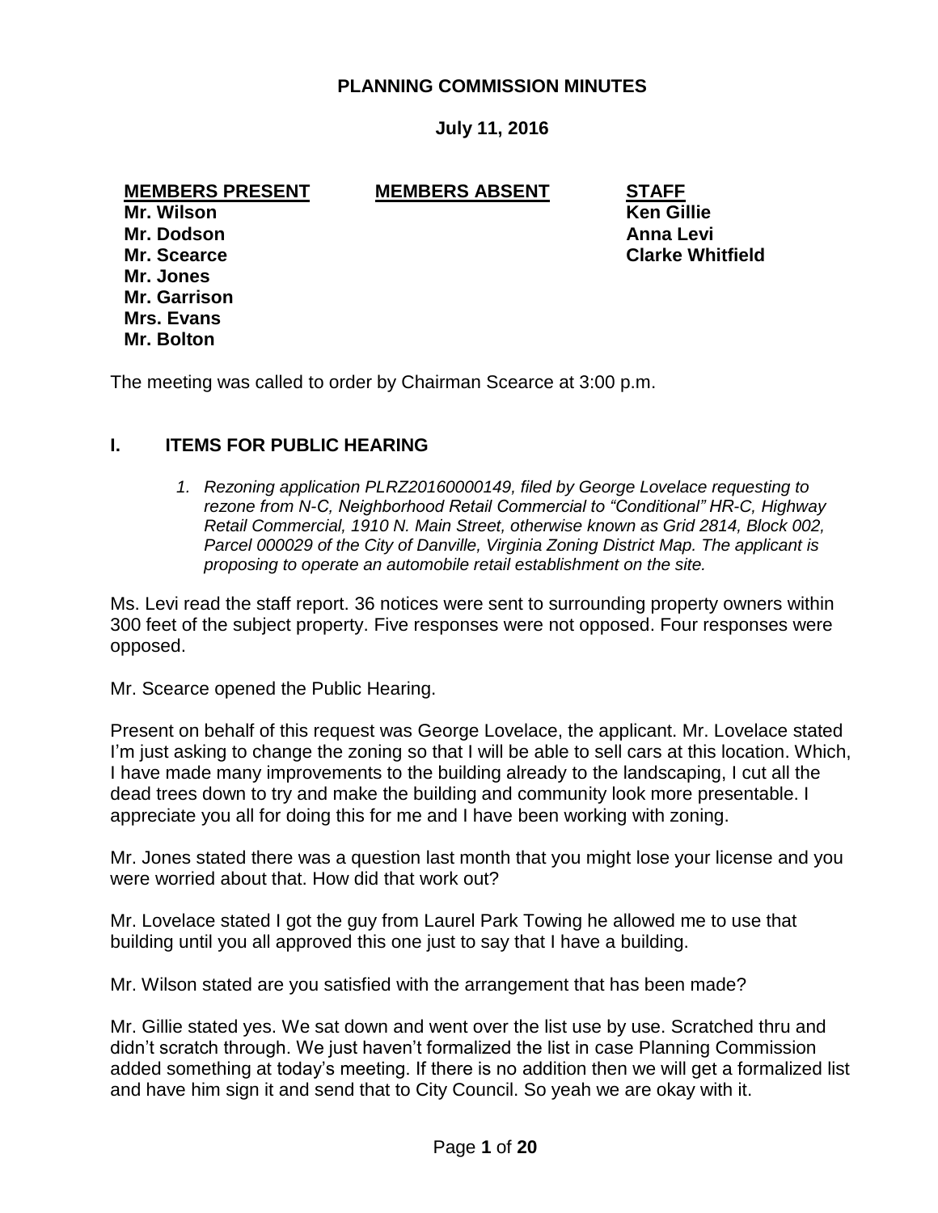# PLANNING COMMISSION MINUTES

**July 11, 2016**

| MEMBERS PRESENT | MEMBERS ABSENT | STAFF |
|---|---|---|
| Mr. Wilson | | Ken Gillie |
| Mr. Dodson | | Anna Levi |
| Mr. Scearce | | Clarke Whitfield |
| Mr. Jones | | |
| Mr. Garrison | | |
| Mrs. Evans | | |
| Mr. Bolton | | |

The meeting was called to order by Chairman Scearce at 3:00 p.m.

## I. ITEMS FOR PUBLIC HEARING

1. *Rezoning application PLRZ20160000149, filed by George Lovelace requesting to rezone from N-C, Neighborhood Retail Commercial to "Conditional" HR-C, Highway Retail Commercial, 1910 N. Main Street, otherwise known as Grid 2814, Block 002, Parcel 000029 of the City of Danville, Virginia Zoning District Map. The applicant is proposing to operate an automobile retail establishment on the site.*

Ms. Levi read the staff report. 36 notices were sent to surrounding property owners within 300 feet of the subject property. Five responses were not opposed. Four responses were opposed.

Mr. Scearce opened the Public Hearing.

Present on behalf of this request was George Lovelace, the applicant. Mr. Lovelace stated I'm just asking to change the zoning so that I will be able to sell cars at this location. Which, I have made many improvements to the building already to the landscaping, I cut all the dead trees down to try and make the building and community look more presentable. I appreciate you all for doing this for me and I have been working with zoning.

Mr. Jones stated there was a question last month that you might lose your license and you were worried about that. How did that work out?

Mr. Lovelace stated I got the guy from Laurel Park Towing he allowed me to use that building until you all approved this one just to say that I have a building.

Mr. Wilson stated are you satisfied with the arrangement that has been made?

Mr. Gillie stated yes. We sat down and went over the list use by use. Scratched thru and didn't scratch through. We just haven't formalized the list in case Planning Commission added something at today's meeting. If there is no addition then we will get a formalized list and have him sign it and send that to City Council. So yeah we are okay with it.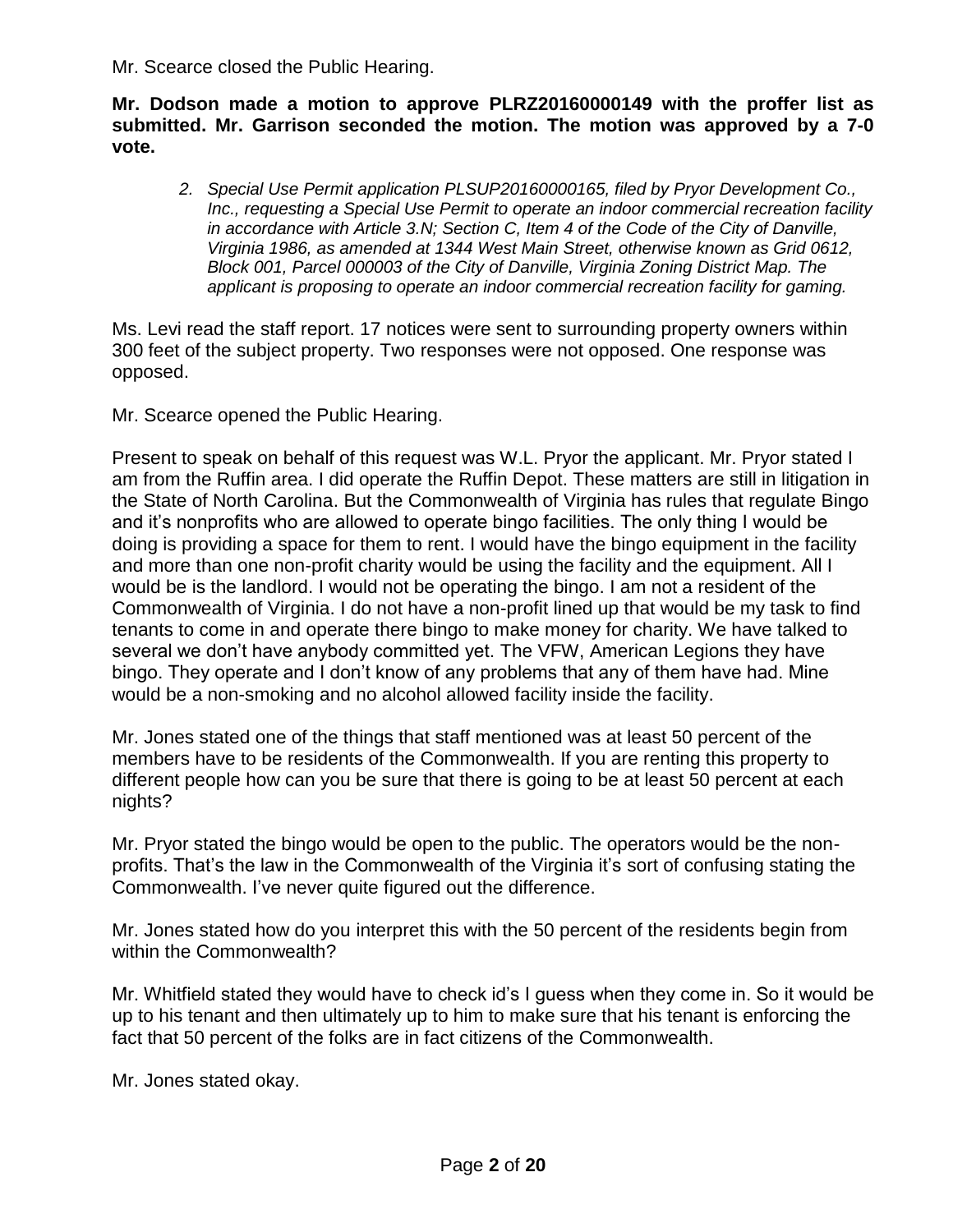Mr. Scearce closed the Public Hearing.

**Mr. Dodson made a motion to approve PLRZ20160000149 with the proffer list as submitted. Mr. Garrison seconded the motion. The motion was approved by a 7-0 vote.**

2. *Special Use Permit application PLSUP20160000165, filed by Pryor Development Co., Inc., requesting a Special Use Permit to operate an indoor commercial recreation facility in accordance with Article 3.N; Section C, Item 4 of the Code of the City of Danville, Virginia 1986, as amended at 1344 West Main Street, otherwise known as Grid 0612, Block 001, Parcel 000003 of the City of Danville, Virginia Zoning District Map. The applicant is proposing to operate an indoor commercial recreation facility for gaming.*

Ms. Levi read the staff report. 17 notices were sent to surrounding property owners within 300 feet of the subject property. Two responses were not opposed. One response was opposed.

Mr. Scearce opened the Public Hearing.

Present to speak on behalf of this request was W.L. Pryor the applicant. Mr. Pryor stated I am from the Ruffin area. I did operate the Ruffin Depot. These matters are still in litigation in the State of North Carolina. But the Commonwealth of Virginia has rules that regulate Bingo and it's nonprofits who are allowed to operate bingo facilities. The only thing I would be doing is providing a space for them to rent. I would have the bingo equipment in the facility and more than one non-profit charity would be using the facility and the equipment. All I would be is the landlord. I would not be operating the bingo. I am not a resident of the Commonwealth of Virginia. I do not have a non-profit lined up that would be my task to find tenants to come in and operate there bingo to make money for charity. We have talked to several we don't have anybody committed yet. The VFW, American Legions they have bingo. They operate and I don't know of any problems that any of them have had. Mine would be a non-smoking and no alcohol allowed facility inside the facility.

Mr. Jones stated one of the things that staff mentioned was at least 50 percent of the members have to be residents of the Commonwealth. If you are renting this property to different people how can you be sure that there is going to be at least 50 percent at each nights?

Mr. Pryor stated the bingo would be open to the public. The operators would be the non-profits. That's the law in the Commonwealth of the Virginia it's sort of confusing stating the Commonwealth. I've never quite figured out the difference.

Mr. Jones stated how do you interpret this with the 50 percent of the residents begin from within the Commonwealth?

Mr. Whitfield stated they would have to check id's I guess when they come in. So it would be up to his tenant and then ultimately up to him to make sure that his tenant is enforcing the fact that 50 percent of the folks are in fact citizens of the Commonwealth.

Mr. Jones stated okay.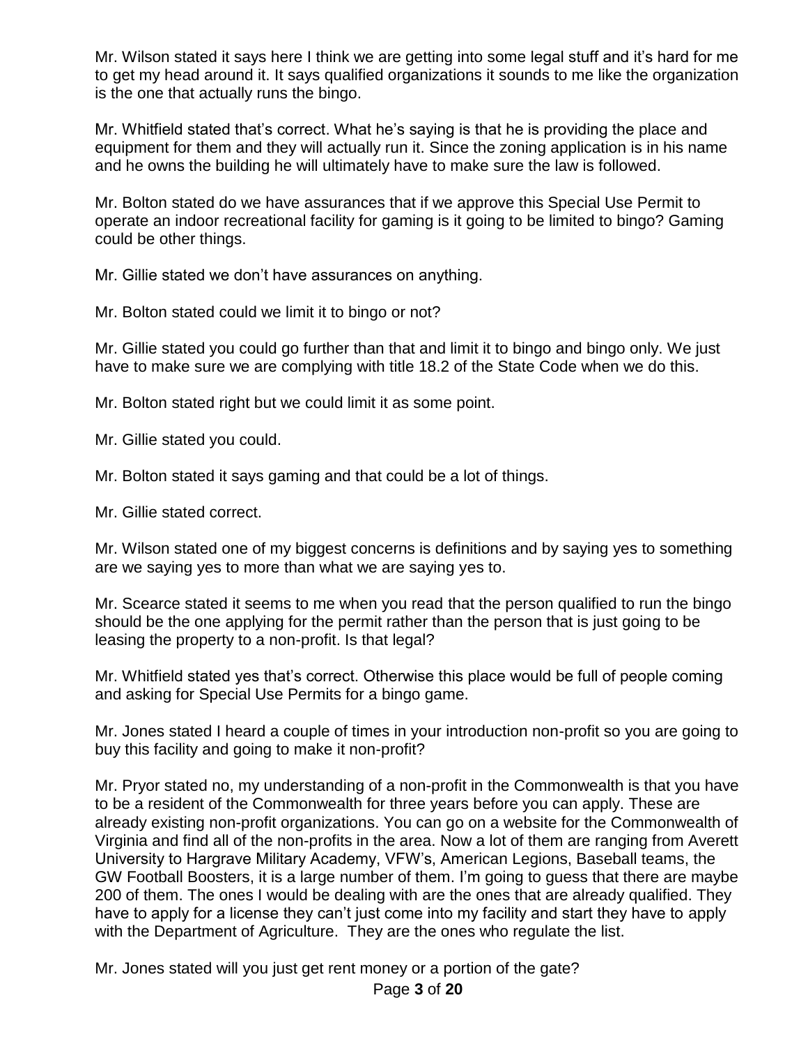Mr. Wilson stated it says here I think we are getting into some legal stuff and it's hard for me to get my head around it. It says qualified organizations it sounds to me like the organization is the one that actually runs the bingo.

Mr. Whitfield stated that's correct. What he's saying is that he is providing the place and equipment for them and they will actually run it. Since the zoning application is in his name and he owns the building he will ultimately have to make sure the law is followed.

Mr. Bolton stated do we have assurances that if we approve this Special Use Permit to operate an indoor recreational facility for gaming is it going to be limited to bingo? Gaming could be other things.

Mr. Gillie stated we don't have assurances on anything.

Mr. Bolton stated could we limit it to bingo or not?

Mr. Gillie stated you could go further than that and limit it to bingo and bingo only. We just have to make sure we are complying with title 18.2 of the State Code when we do this.

Mr. Bolton stated right but we could limit it as some point.

Mr. Gillie stated you could.

Mr. Bolton stated it says gaming and that could be a lot of things.

Mr. Gillie stated correct.

Mr. Wilson stated one of my biggest concerns is definitions and by saying yes to something are we saying yes to more than what we are saying yes to.

Mr. Scearce stated it seems to me when you read that the person qualified to run the bingo should be the one applying for the permit rather than the person that is just going to be leasing the property to a non-profit. Is that legal?

Mr. Whitfield stated yes that's correct. Otherwise this place would be full of people coming and asking for Special Use Permits for a bingo game.

Mr. Jones stated I heard a couple of times in your introduction non-profit so you are going to buy this facility and going to make it non-profit?

Mr. Pryor stated no, my understanding of a non-profit in the Commonwealth is that you have to be a resident of the Commonwealth for three years before you can apply. These are already existing non-profit organizations. You can go on a website for the Commonwealth of Virginia and find all of the non-profits in the area. Now a lot of them are ranging from Averett University to Hargrave Military Academy, VFW's, American Legions, Baseball teams, the GW Football Boosters, it is a large number of them. I'm going to guess that there are maybe 200 of them. The ones I would be dealing with are the ones that are already qualified. They have to apply for a license they can't just come into my facility and start they have to apply with the Department of Agriculture. They are the ones who regulate the list.

Mr. Jones stated will you just get rent money or a portion of the gate?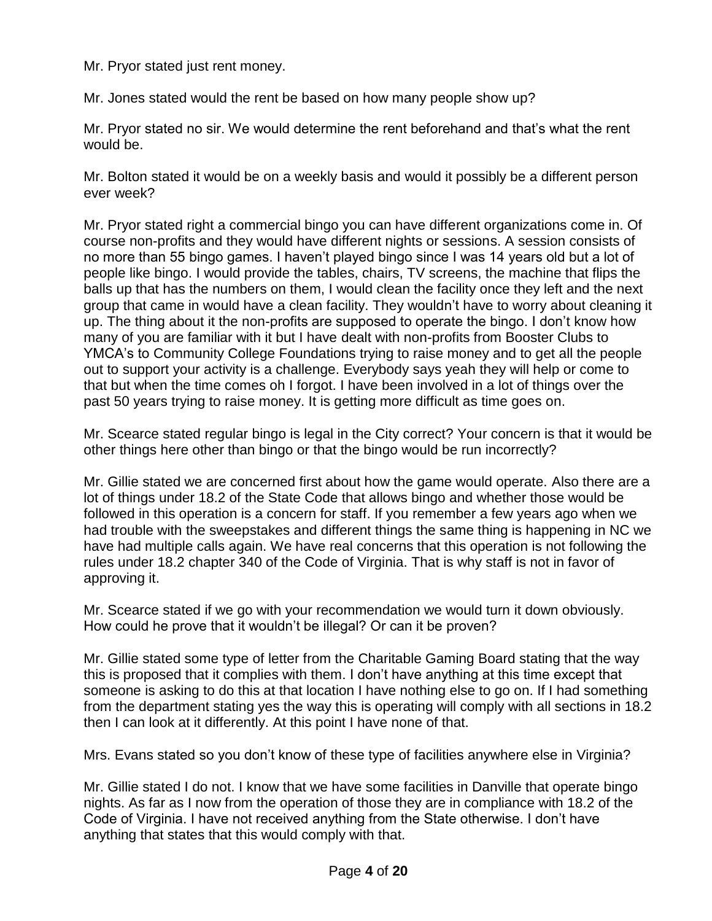Mr. Pryor stated just rent money.

Mr. Jones stated would the rent be based on how many people show up?

Mr. Pryor stated no sir. We would determine the rent beforehand and that's what the rent would be.

Mr. Bolton stated it would be on a weekly basis and would it possibly be a different person ever week?

Mr. Pryor stated right a commercial bingo you can have different organizations come in. Of course non-profits and they would have different nights or sessions. A session consists of no more than 55 bingo games. I haven't played bingo since I was 14 years old but a lot of people like bingo. I would provide the tables, chairs, TV screens, the machine that flips the balls up that has the numbers on them, I would clean the facility once they left and the next group that came in would have a clean facility. They wouldn't have to worry about cleaning it up. The thing about it the non-profits are supposed to operate the bingo. I don't know how many of you are familiar with it but I have dealt with non-profits from Booster Clubs to YMCA's to Community College Foundations trying to raise money and to get all the people out to support your activity is a challenge. Everybody says yeah they will help or come to that but when the time comes oh I forgot. I have been involved in a lot of things over the past 50 years trying to raise money. It is getting more difficult as time goes on.

Mr. Scearce stated regular bingo is legal in the City correct? Your concern is that it would be other things here other than bingo or that the bingo would be run incorrectly?

Mr. Gillie stated we are concerned first about how the game would operate. Also there are a lot of things under 18.2 of the State Code that allows bingo and whether those would be followed in this operation is a concern for staff. If you remember a few years ago when we had trouble with the sweepstakes and different things the same thing is happening in NC we have had multiple calls again. We have real concerns that this operation is not following the rules under 18.2 chapter 340 of the Code of Virginia. That is why staff is not in favor of approving it.

Mr. Scearce stated if we go with your recommendation we would turn it down obviously. How could he prove that it wouldn't be illegal? Or can it be proven?

Mr. Gillie stated some type of letter from the Charitable Gaming Board stating that the way this is proposed that it complies with them. I don't have anything at this time except that someone is asking to do this at that location I have nothing else to go on. If I had something from the department stating yes the way this is operating will comply with all sections in 18.2 then I can look at it differently. At this point I have none of that.

Mrs. Evans stated so you don't know of these type of facilities anywhere else in Virginia?

Mr. Gillie stated I do not. I know that we have some facilities in Danville that operate bingo nights. As far as I now from the operation of those they are in compliance with 18.2 of the Code of Virginia. I have not received anything from the State otherwise. I don't have anything that states that this would comply with that.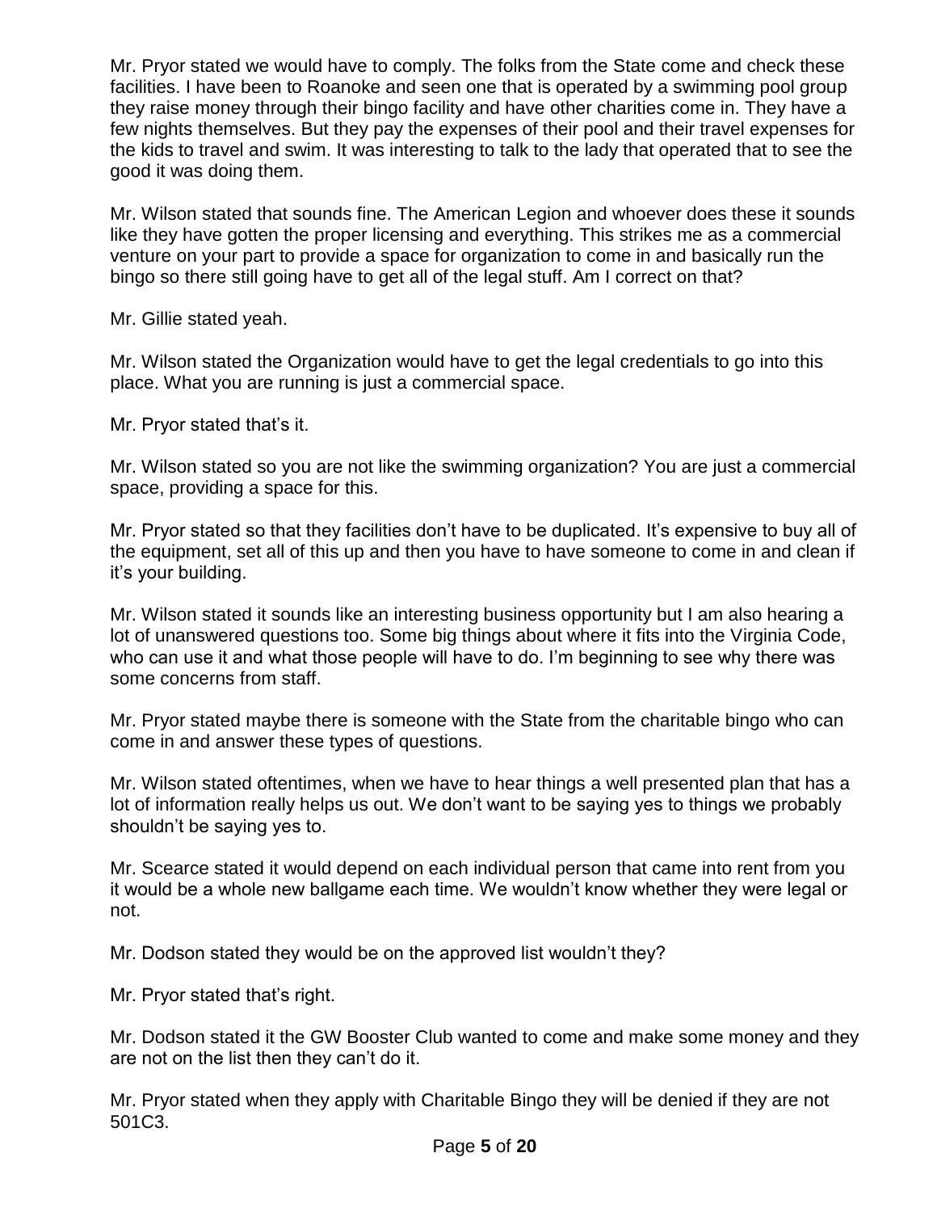Mr. Pryor stated we would have to comply. The folks from the State come and check these facilities. I have been to Roanoke and seen one that is operated by a swimming pool group they raise money through their bingo facility and have other charities come in. They have a few nights themselves. But they pay the expenses of their pool and their travel expenses for the kids to travel and swim. It was interesting to talk to the lady that operated that to see the good it was doing them.

Mr. Wilson stated that sounds fine. The American Legion and whoever does these it sounds like they have gotten the proper licensing and everything. This strikes me as a commercial venture on your part to provide a space for organization to come in and basically run the bingo so there still going have to get all of the legal stuff. Am I correct on that?

Mr. Gillie stated yeah.

Mr. Wilson stated the Organization would have to get the legal credentials to go into this place. What you are running is just a commercial space.

Mr. Pryor stated that's it.

Mr. Wilson stated so you are not like the swimming organization? You are just a commercial space, providing a space for this.

Mr. Pryor stated so that they facilities don't have to be duplicated. It's expensive to buy all of the equipment, set all of this up and then you have to have someone to come in and clean if it's your building.

Mr. Wilson stated it sounds like an interesting business opportunity but I am also hearing a lot of unanswered questions too. Some big things about where it fits into the Virginia Code, who can use it and what those people will have to do. I'm beginning to see why there was some concerns from staff.

Mr. Pryor stated maybe there is someone with the State from the charitable bingo who can come in and answer these types of questions.

Mr. Wilson stated oftentimes, when we have to hear things a well presented plan that has a lot of information really helps us out. We don't want to be saying yes to things we probably shouldn't be saying yes to.

Mr. Scearce stated it would depend on each individual person that came into rent from you it would be a whole new ballgame each time. We wouldn't know whether they were legal or not.

Mr. Dodson stated they would be on the approved list wouldn't they?

Mr. Pryor stated that's right.

Mr. Dodson stated it the GW Booster Club wanted to come and make some money and they are not on the list then they can't do it.

Mr. Pryor stated when they apply with Charitable Bingo they will be denied if they are not 501C3.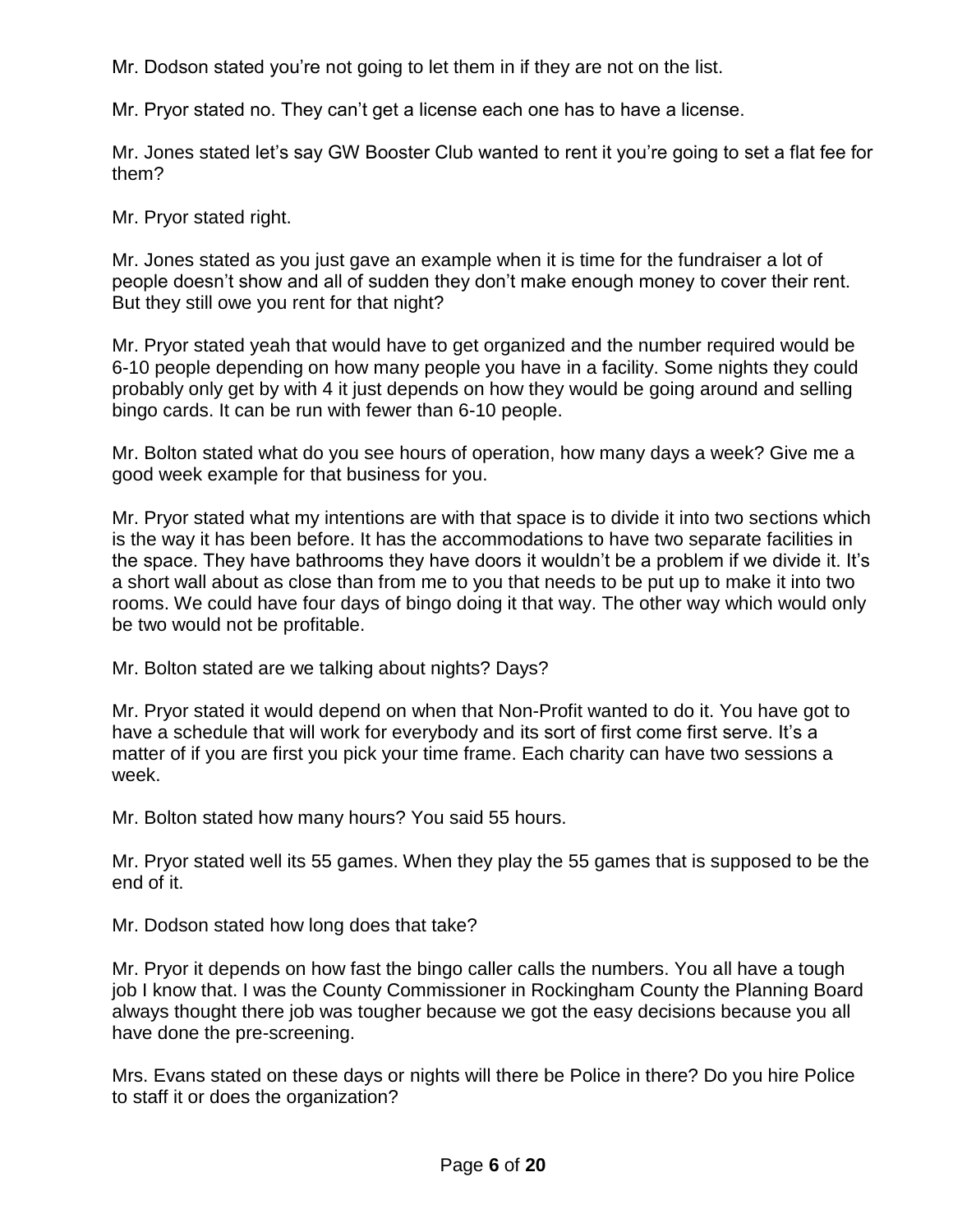Mr. Dodson stated you're not going to let them in if they are not on the list.

Mr. Pryor stated no. They can't get a license each one has to have a license.

Mr. Jones stated let's say GW Booster Club wanted to rent it you're going to set a flat fee for them?

Mr. Pryor stated right.

Mr. Jones stated as you just gave an example when it is time for the fundraiser a lot of people doesn't show and all of sudden they don't make enough money to cover their rent. But they still owe you rent for that night?

Mr. Pryor stated yeah that would have to get organized and the number required would be 6-10 people depending on how many people you have in a facility. Some nights they could probably only get by with 4 it just depends on how they would be going around and selling bingo cards. It can be run with fewer than 6-10 people.

Mr. Bolton stated what do you see hours of operation, how many days a week? Give me a good week example for that business for you.

Mr. Pryor stated what my intentions are with that space is to divide it into two sections which is the way it has been before. It has the accommodations to have two separate facilities in the space. They have bathrooms they have doors it wouldn't be a problem if we divide it. It's a short wall about as close than from me to you that needs to be put up to make it into two rooms. We could have four days of bingo doing it that way. The other way which would only be two would not be profitable.

Mr. Bolton stated are we talking about nights? Days?

Mr. Pryor stated it would depend on when that Non-Profit wanted to do it. You have got to have a schedule that will work for everybody and its sort of first come first serve. It's a matter of if you are first you pick your time frame. Each charity can have two sessions a week.

Mr. Bolton stated how many hours? You said 55 hours.

Mr. Pryor stated well its 55 games. When they play the 55 games that is supposed to be the end of it.

Mr. Dodson stated how long does that take?

Mr. Pryor it depends on how fast the bingo caller calls the numbers. You all have a tough job I know that. I was the County Commissioner in Rockingham County the Planning Board always thought there job was tougher because we got the easy decisions because you all have done the pre-screening.

Mrs. Evans stated on these days or nights will there be Police in there? Do you hire Police to staff it or does the organization?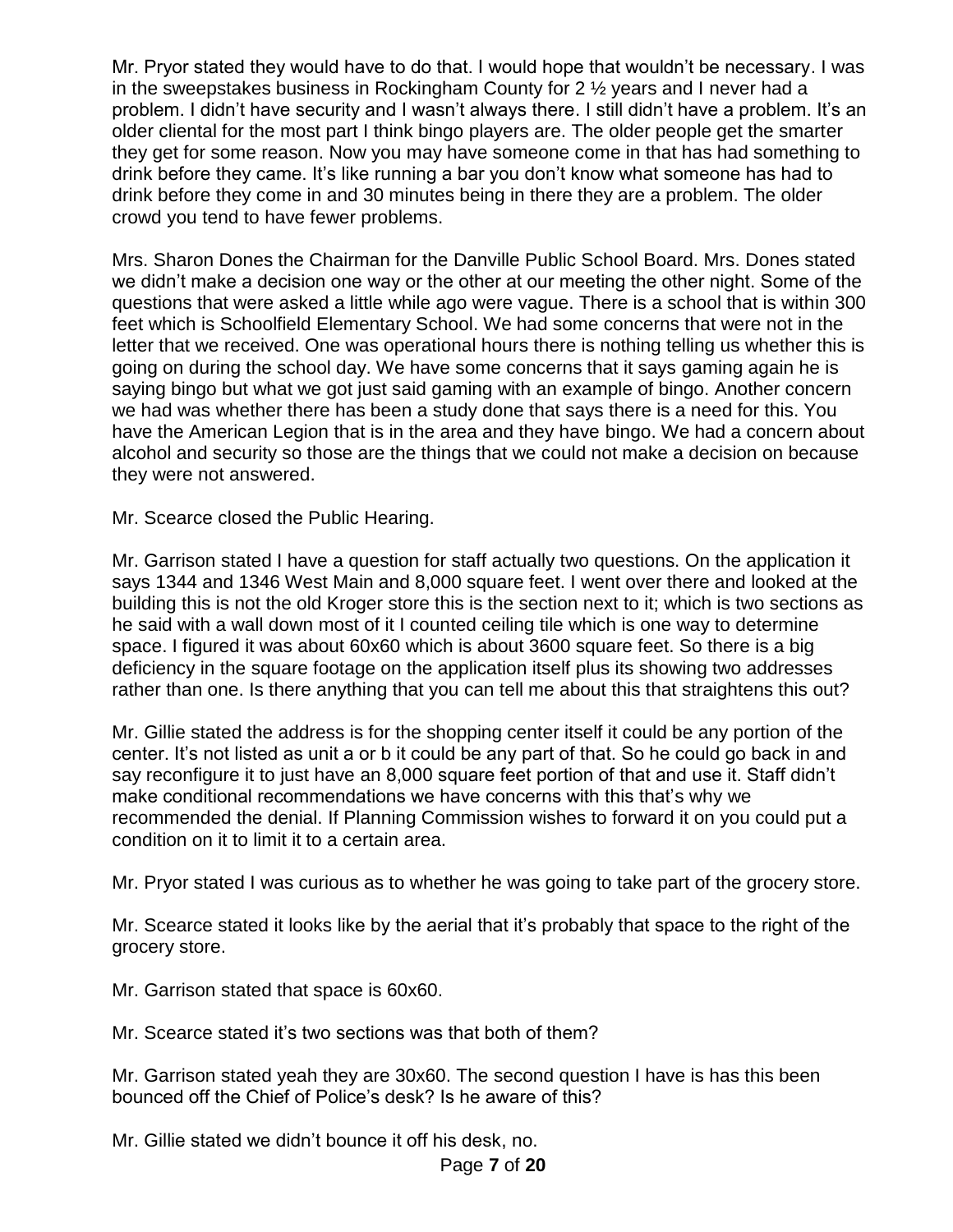Mr. Pryor stated they would have to do that. I would hope that wouldn't be necessary. I was in the sweepstakes business in Rockingham County for 2 ½ years and I never had a problem. I didn't have security and I wasn't always there. I still didn't have a problem. It's an older cliental for the most part I think bingo players are. The older people get the smarter they get for some reason. Now you may have someone come in that has had something to drink before they came. It's like running a bar you don't know what someone has had to drink before they come in and 30 minutes being in there they are a problem. The older crowd you tend to have fewer problems.

Mrs. Sharon Dones the Chairman for the Danville Public School Board. Mrs. Dones stated we didn't make a decision one way or the other at our meeting the other night. Some of the questions that were asked a little while ago were vague. There is a school that is within 300 feet which is Schoolfield Elementary School. We had some concerns that were not in the letter that we received. One was operational hours there is nothing telling us whether this is going on during the school day. We have some concerns that it says gaming again he is saying bingo but what we got just said gaming with an example of bingo. Another concern we had was whether there has been a study done that says there is a need for this. You have the American Legion that is in the area and they have bingo. We had a concern about alcohol and security so those are the things that we could not make a decision on because they were not answered.

Mr. Scearce closed the Public Hearing.

Mr. Garrison stated I have a question for staff actually two questions. On the application it says 1344 and 1346 West Main and 8,000 square feet. I went over there and looked at the building this is not the old Kroger store this is the section next to it; which is two sections as he said with a wall down most of it I counted ceiling tile which is one way to determine space. I figured it was about 60x60 which is about 3600 square feet. So there is a big deficiency in the square footage on the application itself plus its showing two addresses rather than one. Is there anything that you can tell me about this that straightens this out?

Mr. Gillie stated the address is for the shopping center itself it could be any portion of the center. It's not listed as unit a or b it could be any part of that. So he could go back in and say reconfigure it to just have an 8,000 square feet portion of that and use it. Staff didn't make conditional recommendations we have concerns with this that's why we recommended the denial. If Planning Commission wishes to forward it on you could put a condition on it to limit it to a certain area.

Mr. Pryor stated I was curious as to whether he was going to take part of the grocery store.

Mr. Scearce stated it looks like by the aerial that it's probably that space to the right of the grocery store.

Mr. Garrison stated that space is 60x60.

Mr. Scearce stated it's two sections was that both of them?

Mr. Garrison stated yeah they are 30x60. The second question I have is has this been bounced off the Chief of Police's desk? Is he aware of this?

Mr. Gillie stated we didn't bounce it off his desk, no.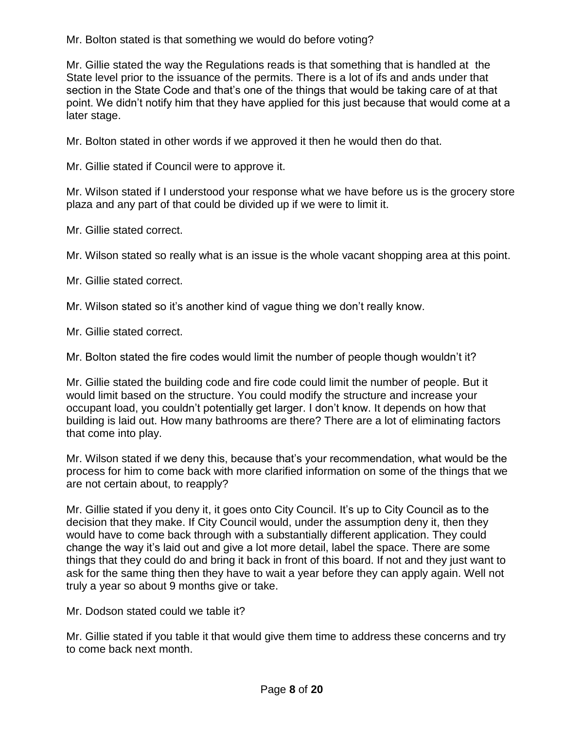Mr. Bolton stated is that something we would do before voting?

Mr. Gillie stated the way the Regulations reads is that something that is handled at the State level prior to the issuance of the permits. There is a lot of ifs and ands under that section in the State Code and that's one of the things that would be taking care of at that point. We didn't notify him that they have applied for this just because that would come at a later stage.

Mr. Bolton stated in other words if we approved it then he would then do that.

Mr. Gillie stated if Council were to approve it.

Mr. Wilson stated if I understood your response what we have before us is the grocery store plaza and any part of that could be divided up if we were to limit it.

Mr. Gillie stated correct.

Mr. Wilson stated so really what is an issue is the whole vacant shopping area at this point.

Mr. Gillie stated correct.

Mr. Wilson stated so it's another kind of vague thing we don't really know.

Mr. Gillie stated correct.

Mr. Bolton stated the fire codes would limit the number of people though wouldn't it?

Mr. Gillie stated the building code and fire code could limit the number of people. But it would limit based on the structure. You could modify the structure and increase your occupant load, you couldn't potentially get larger. I don't know. It depends on how that building is laid out. How many bathrooms are there? There are a lot of eliminating factors that come into play.

Mr. Wilson stated if we deny this, because that's your recommendation, what would be the process for him to come back with more clarified information on some of the things that we are not certain about, to reapply?

Mr. Gillie stated if you deny it, it goes onto City Council. It's up to City Council as to the decision that they make. If City Council would, under the assumption deny it, then they would have to come back through with a substantially different application. They could change the way it's laid out and give a lot more detail, label the space. There are some things that they could do and bring it back in front of this board. If not and they just want to ask for the same thing then they have to wait a year before they can apply again. Well not truly a year so about 9 months give or take.

Mr. Dodson stated could we table it?

Mr. Gillie stated if you table it that would give them time to address these concerns and try to come back next month.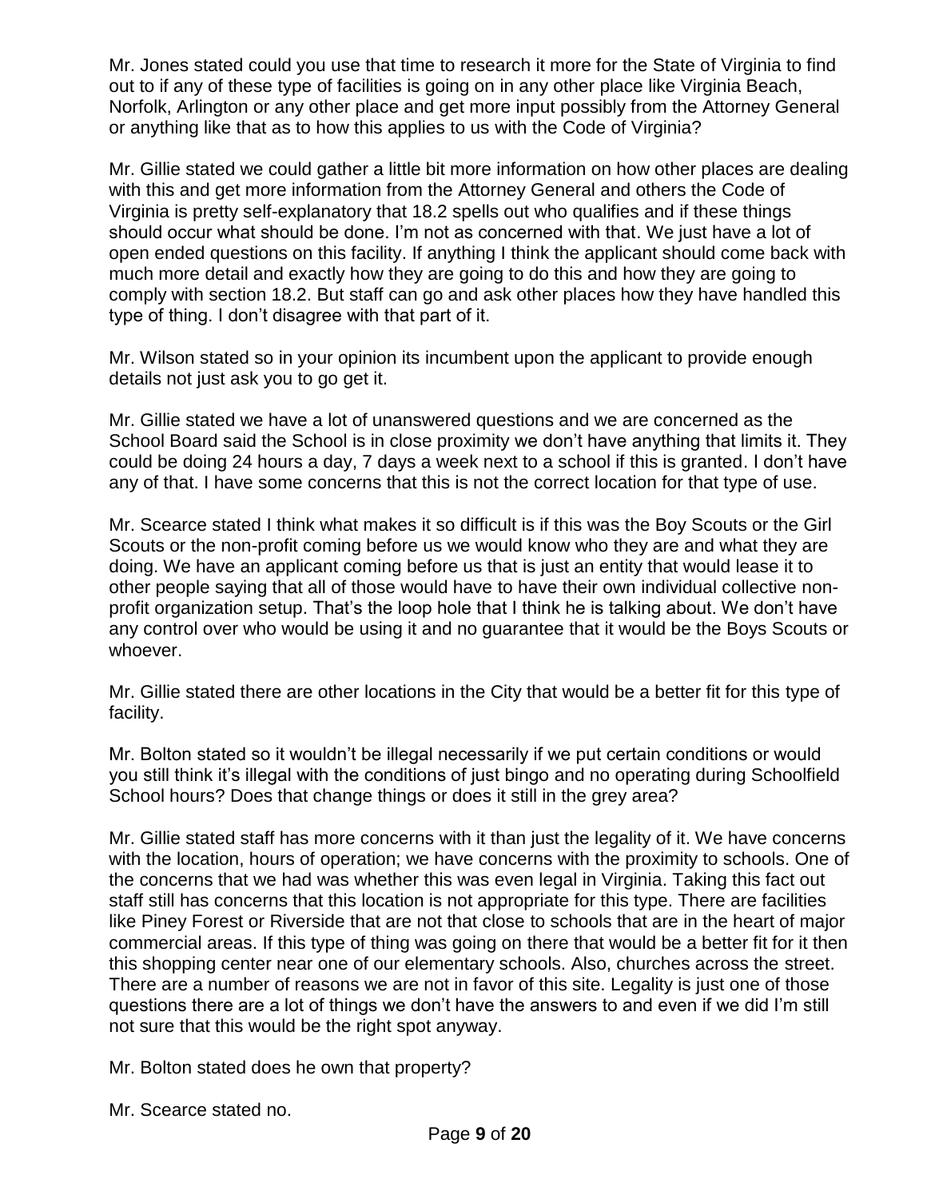Mr. Jones stated could you use that time to research it more for the State of Virginia to find out to if any of these type of facilities is going on in any other place like Virginia Beach, Norfolk, Arlington or any other place and get more input possibly from the Attorney General or anything like that as to how this applies to us with the Code of Virginia?

Mr. Gillie stated we could gather a little bit more information on how other places are dealing with this and get more information from the Attorney General and others the Code of Virginia is pretty self-explanatory that 18.2 spells out who qualifies and if these things should occur what should be done. I'm not as concerned with that. We just have a lot of open ended questions on this facility. If anything I think the applicant should come back with much more detail and exactly how they are going to do this and how they are going to comply with section 18.2. But staff can go and ask other places how they have handled this type of thing. I don't disagree with that part of it.

Mr. Wilson stated so in your opinion its incumbent upon the applicant to provide enough details not just ask you to go get it.

Mr. Gillie stated we have a lot of unanswered questions and we are concerned as the School Board said the School is in close proximity we don't have anything that limits it. They could be doing 24 hours a day, 7 days a week next to a school if this is granted. I don't have any of that. I have some concerns that this is not the correct location for that type of use.

Mr. Scearce stated I think what makes it so difficult is if this was the Boy Scouts or the Girl Scouts or the non-profit coming before us we would know who they are and what they are doing. We have an applicant coming before us that is just an entity that would lease it to other people saying that all of those would have to have their own individual collective non-profit organization setup. That's the loop hole that I think he is talking about. We don't have any control over who would be using it and no guarantee that it would be the Boys Scouts or whoever.

Mr. Gillie stated there are other locations in the City that would be a better fit for this type of facility.

Mr. Bolton stated so it wouldn't be illegal necessarily if we put certain conditions or would you still think it's illegal with the conditions of just bingo and no operating during Schoolfield School hours? Does that change things or does it still in the grey area?

Mr. Gillie stated staff has more concerns with it than just the legality of it. We have concerns with the location, hours of operation; we have concerns with the proximity to schools. One of the concerns that we had was whether this was even legal in Virginia. Taking this fact out staff still has concerns that this location is not appropriate for this type. There are facilities like Piney Forest or Riverside that are not that close to schools that are in the heart of major commercial areas. If this type of thing was going on there that would be a better fit for it then this shopping center near one of our elementary schools. Also, churches across the street. There are a number of reasons we are not in favor of this site. Legality is just one of those questions there are a lot of things we don't have the answers to and even if we did I'm still not sure that this would be the right spot anyway.

Mr. Bolton stated does he own that property?

Mr. Scearce stated no.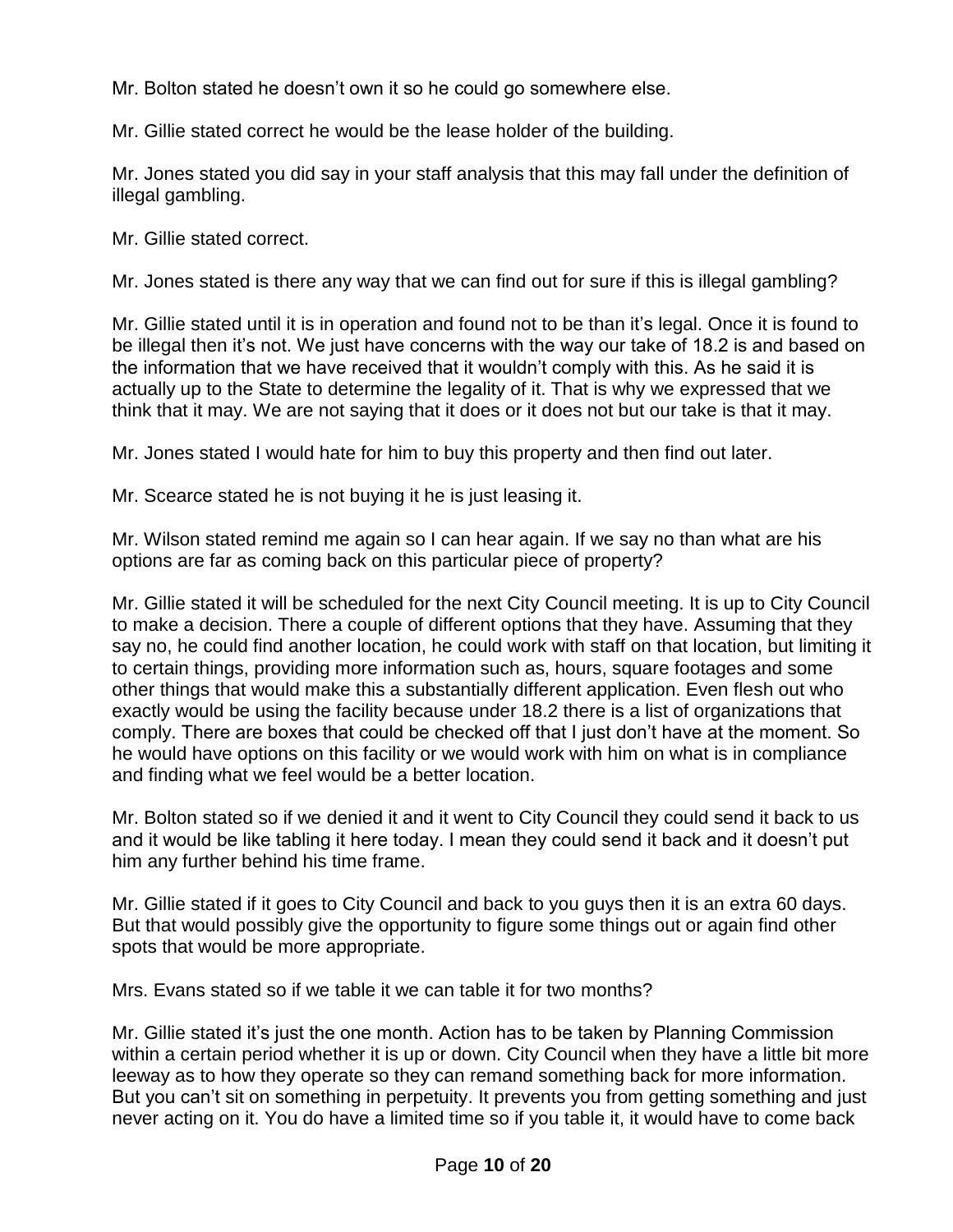Mr. Bolton stated he doesn't own it so he could go somewhere else.

Mr. Gillie stated correct he would be the lease holder of the building.

Mr. Jones stated you did say in your staff analysis that this may fall under the definition of illegal gambling.

Mr. Gillie stated correct.

Mr. Jones stated is there any way that we can find out for sure if this is illegal gambling?

Mr. Gillie stated until it is in operation and found not to be than it's legal. Once it is found to be illegal then it's not. We just have concerns with the way our take of 18.2 is and based on the information that we have received that it wouldn't comply with this. As he said it is actually up to the State to determine the legality of it. That is why we expressed that we think that it may. We are not saying that it does or it does not but our take is that it may.

Mr. Jones stated I would hate for him to buy this property and then find out later.

Mr. Scearce stated he is not buying it he is just leasing it.

Mr. Wilson stated remind me again so I can hear again. If we say no than what are his options are far as coming back on this particular piece of property?

Mr. Gillie stated it will be scheduled for the next City Council meeting. It is up to City Council to make a decision. There a couple of different options that they have. Assuming that they say no, he could find another location, he could work with staff on that location, but limiting it to certain things, providing more information such as, hours, square footages and some other things that would make this a substantially different application. Even flesh out who exactly would be using the facility because under 18.2 there is a list of organizations that comply. There are boxes that could be checked off that I just don't have at the moment. So he would have options on this facility or we would work with him on what is in compliance and finding what we feel would be a better location.

Mr. Bolton stated so if we denied it and it went to City Council they could send it back to us and it would be like tabling it here today. I mean they could send it back and it doesn't put him any further behind his time frame.

Mr. Gillie stated if it goes to City Council and back to you guys then it is an extra 60 days. But that would possibly give the opportunity to figure some things out or again find other spots that would be more appropriate.

Mrs. Evans stated so if we table it we can table it for two months?

Mr. Gillie stated it's just the one month. Action has to be taken by Planning Commission within a certain period whether it is up or down. City Council when they have a little bit more leeway as to how they operate so they can remand something back for more information. But you can't sit on something in perpetuity. It prevents you from getting something and just never acting on it. You do have a limited time so if you table it, it would have to come back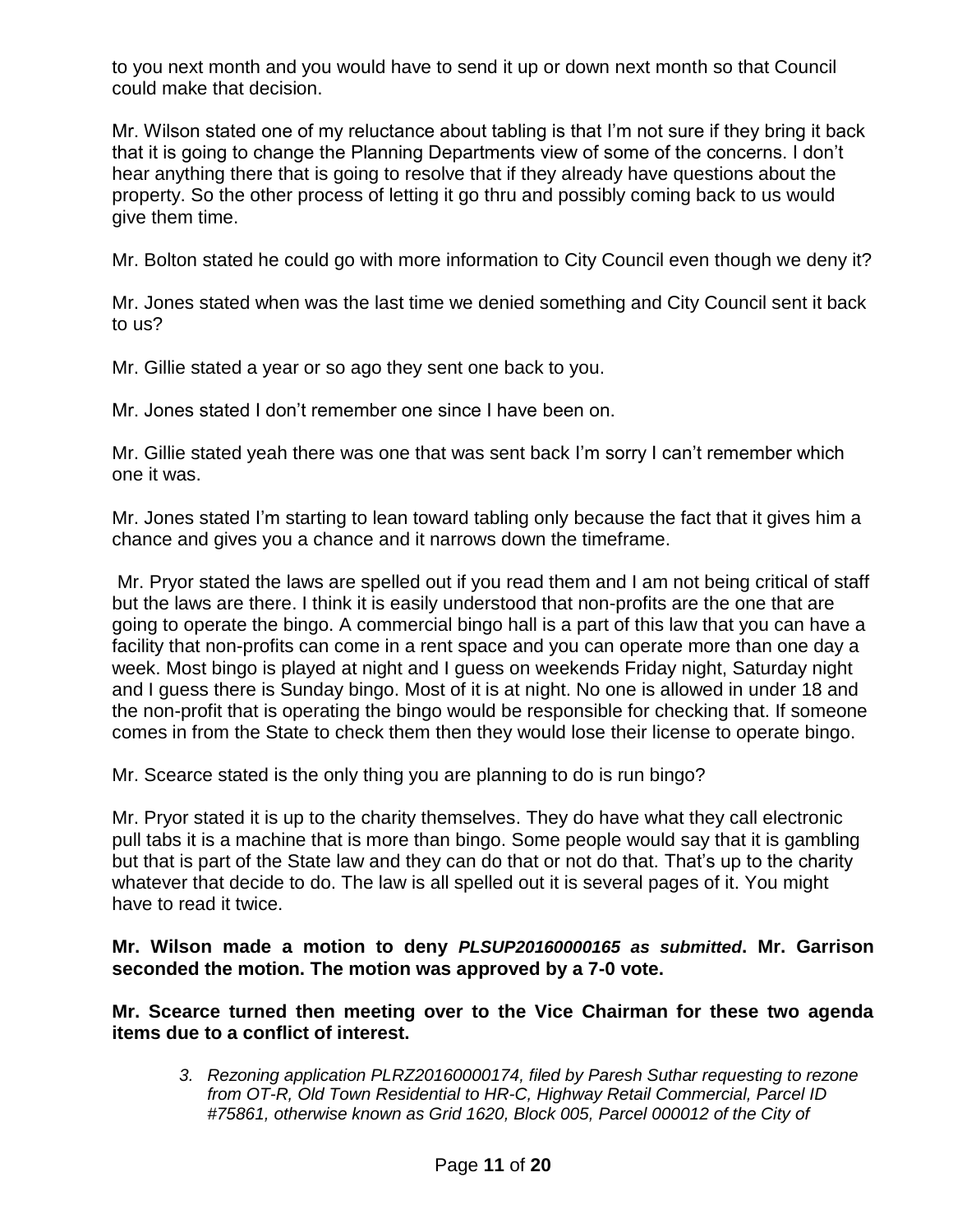to you next month and you would have to send it up or down next month so that Council could make that decision.

Mr. Wilson stated one of my reluctance about tabling is that I'm not sure if they bring it back that it is going to change the Planning Departments view of some of the concerns. I don't hear anything there that is going to resolve that if they already have questions about the property. So the other process of letting it go thru and possibly coming back to us would give them time.

Mr. Bolton stated he could go with more information to City Council even though we deny it?

Mr. Jones stated when was the last time we denied something and City Council sent it back to us?

Mr. Gillie stated a year or so ago they sent one back to you.

Mr. Jones stated I don't remember one since I have been on.

Mr. Gillie stated yeah there was one that was sent back I'm sorry I can't remember which one it was.

Mr. Jones stated I'm starting to lean toward tabling only because the fact that it gives him a chance and gives you a chance and it narrows down the timeframe.

Mr. Pryor stated the laws are spelled out if you read them and I am not being critical of staff but the laws are there. I think it is easily understood that non-profits are the one that are going to operate the bingo. A commercial bingo hall is a part of this law that you can have a facility that non-profits can come in a rent space and you can operate more than one day a week. Most bingo is played at night and I guess on weekends Friday night, Saturday night and I guess there is Sunday bingo. Most of it is at night. No one is allowed in under 18 and the non-profit that is operating the bingo would be responsible for checking that. If someone comes in from the State to check them then they would lose their license to operate bingo.

Mr. Scearce stated is the only thing you are planning to do is run bingo?

Mr. Pryor stated it is up to the charity themselves. They do have what they call electronic pull tabs it is a machine that is more than bingo. Some people would say that it is gambling but that is part of the State law and they can do that or not do that. That's up to the charity whatever that decide to do. The law is all spelled out it is several pages of it. You might have to read it twice.

**Mr. Wilson made a motion to deny *PLSUP20160000165 as submitted*. Mr. Garrison seconded the motion. The motion was approved by a 7-0 vote.**

**Mr. Scearce turned then meeting over to the Vice Chairman for these two agenda items due to a conflict of interest.**

3. *Rezoning application PLRZ20160000174, filed by Paresh Suthar requesting to rezone from OT-R, Old Town Residential to HR-C, Highway Retail Commercial, Parcel ID #75861, otherwise known as Grid 1620, Block 005, Parcel 000012 of the City of*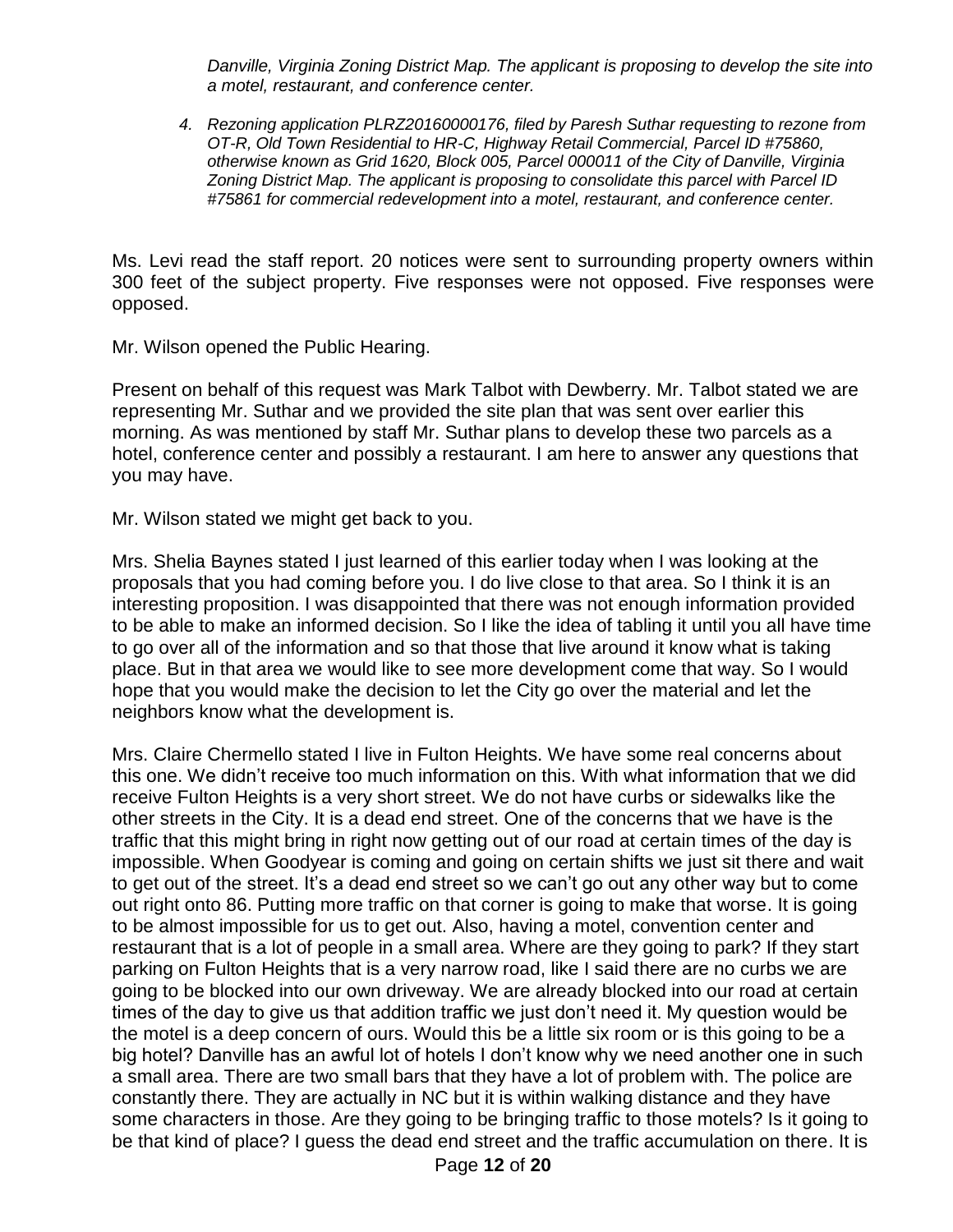*Danville, Virginia Zoning District Map. The applicant is proposing to develop the site into a motel, restaurant, and conference center.*

4. *Rezoning application PLRZ20160000176, filed by Paresh Suthar requesting to rezone from OT-R, Old Town Residential to HR-C, Highway Retail Commercial, Parcel ID #75860, otherwise known as Grid 1620, Block 005, Parcel 000011 of the City of Danville, Virginia Zoning District Map. The applicant is proposing to consolidate this parcel with Parcel ID #75861 for commercial redevelopment into a motel, restaurant, and conference center.*

Ms. Levi read the staff report. 20 notices were sent to surrounding property owners within 300 feet of the subject property. Five responses were not opposed. Five responses were opposed.

Mr. Wilson opened the Public Hearing.

Present on behalf of this request was Mark Talbot with Dewberry. Mr. Talbot stated we are representing Mr. Suthar and we provided the site plan that was sent over earlier this morning. As was mentioned by staff Mr. Suthar plans to develop these two parcels as a hotel, conference center and possibly a restaurant. I am here to answer any questions that you may have.

Mr. Wilson stated we might get back to you.

Mrs. Shelia Baynes stated I just learned of this earlier today when I was looking at the proposals that you had coming before you. I do live close to that area. So I think it is an interesting proposition. I was disappointed that there was not enough information provided to be able to make an informed decision. So I like the idea of tabling it until you all have time to go over all of the information and so that those that live around it know what is taking place. But in that area we would like to see more development come that way. So I would hope that you would make the decision to let the City go over the material and let the neighbors know what the development is.

Mrs. Claire Chermello stated I live in Fulton Heights. We have some real concerns about this one. We didn't receive too much information on this. With what information that we did receive Fulton Heights is a very short street. We do not have curbs or sidewalks like the other streets in the City. It is a dead end street. One of the concerns that we have is the traffic that this might bring in right now getting out of our road at certain times of the day is impossible. When Goodyear is coming and going on certain shifts we just sit there and wait to get out of the street. It's a dead end street so we can't go out any other way but to come out right onto 86. Putting more traffic on that corner is going to make that worse. It is going to be almost impossible for us to get out. Also, having a motel, convention center and restaurant that is a lot of people in a small area. Where are they going to park? If they start parking on Fulton Heights that is a very narrow road, like I said there are no curbs we are going to be blocked into our own driveway. We are already blocked into our road at certain times of the day to give us that addition traffic we just don't need it. My question would be the motel is a deep concern of ours. Would this be a little six room or is this going to be a big hotel? Danville has an awful lot of hotels I don't know why we need another one in such a small area. There are two small bars that they have a lot of problem with. The police are constantly there. They are actually in NC but it is within walking distance and they have some characters in those. Are they going to be bringing traffic to those motels? Is it going to be that kind of place? I guess the dead end street and the traffic accumulation on there. It is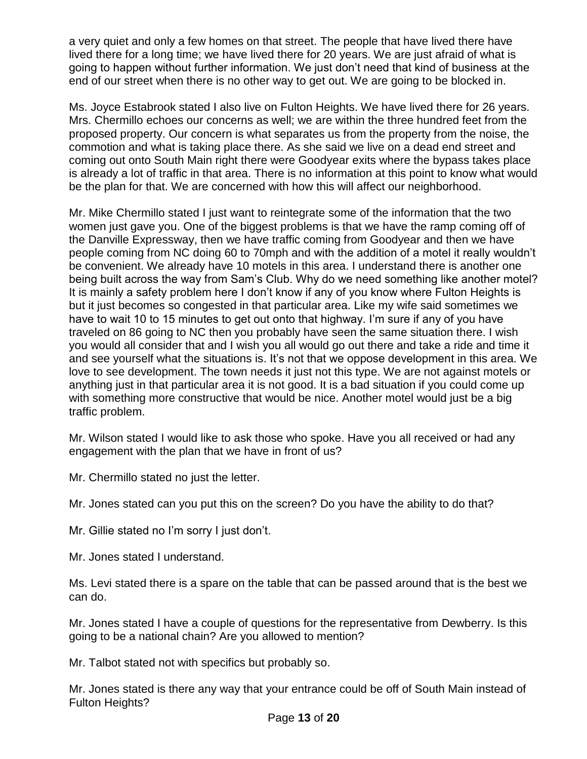a very quiet and only a few homes on that street. The people that have lived there have lived there for a long time; we have lived there for 20 years. We are just afraid of what is going to happen without further information. We just don't need that kind of business at the end of our street when there is no other way to get out. We are going to be blocked in.

Ms. Joyce Estabrook stated I also live on Fulton Heights. We have lived there for 26 years. Mrs. Chermillo echoes our concerns as well; we are within the three hundred feet from the proposed property. Our concern is what separates us from the property from the noise, the commotion and what is taking place there. As she said we live on a dead end street and coming out onto South Main right there were Goodyear exits where the bypass takes place is already a lot of traffic in that area. There is no information at this point to know what would be the plan for that. We are concerned with how this will affect our neighborhood.

Mr. Mike Chermillo stated I just want to reintegrate some of the information that the two women just gave you. One of the biggest problems is that we have the ramp coming off of the Danville Expressway, then we have traffic coming from Goodyear and then we have people coming from NC doing 60 to 70mph and with the addition of a motel it really wouldn't be convenient. We already have 10 motels in this area. I understand there is another one being built across the way from Sam's Club. Why do we need something like another motel? It is mainly a safety problem here I don't know if any of you know where Fulton Heights is but it just becomes so congested in that particular area. Like my wife said sometimes we have to wait 10 to 15 minutes to get out onto that highway. I'm sure if any of you have traveled on 86 going to NC then you probably have seen the same situation there. I wish you would all consider that and I wish you all would go out there and take a ride and time it and see yourself what the situations is. It's not that we oppose development in this area. We love to see development. The town needs it just not this type. We are not against motels or anything just in that particular area it is not good. It is a bad situation if you could come up with something more constructive that would be nice. Another motel would just be a big traffic problem.

Mr. Wilson stated I would like to ask those who spoke. Have you all received or had any engagement with the plan that we have in front of us?

Mr. Chermillo stated no just the letter.

Mr. Jones stated can you put this on the screen? Do you have the ability to do that?

Mr. Gillie stated no I'm sorry I just don't.

Mr. Jones stated I understand.

Ms. Levi stated there is a spare on the table that can be passed around that is the best we can do.

Mr. Jones stated I have a couple of questions for the representative from Dewberry. Is this going to be a national chain? Are you allowed to mention?

Mr. Talbot stated not with specifics but probably so.

Mr. Jones stated is there any way that your entrance could be off of South Main instead of Fulton Heights?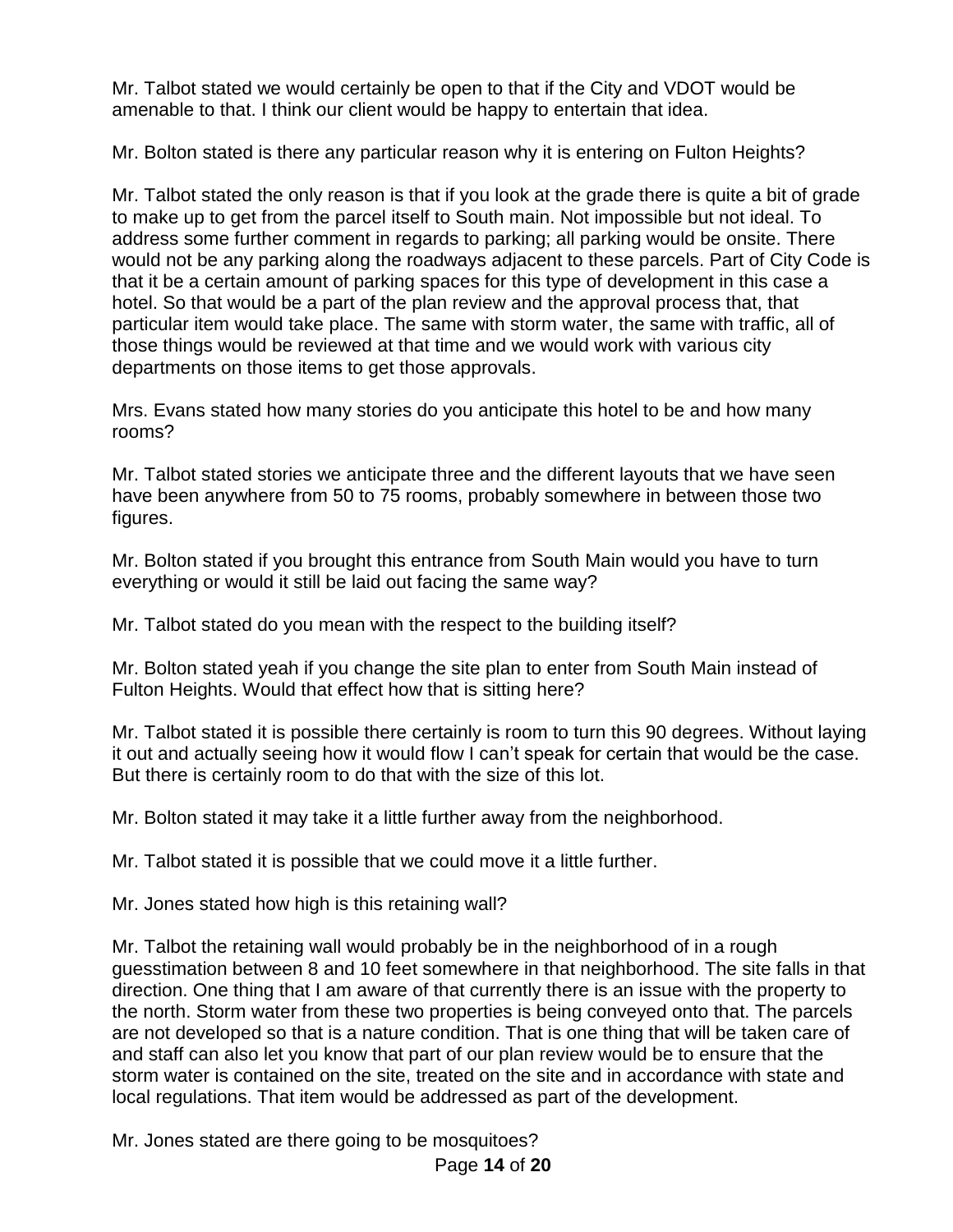Mr. Talbot stated we would certainly be open to that if the City and VDOT would be amenable to that. I think our client would be happy to entertain that idea.

Mr. Bolton stated is there any particular reason why it is entering on Fulton Heights?

Mr. Talbot stated the only reason is that if you look at the grade there is quite a bit of grade to make up to get from the parcel itself to South main. Not impossible but not ideal. To address some further comment in regards to parking; all parking would be onsite. There would not be any parking along the roadways adjacent to these parcels. Part of City Code is that it be a certain amount of parking spaces for this type of development in this case a hotel. So that would be a part of the plan review and the approval process that, that particular item would take place. The same with storm water, the same with traffic, all of those things would be reviewed at that time and we would work with various city departments on those items to get those approvals.

Mrs. Evans stated how many stories do you anticipate this hotel to be and how many rooms?

Mr. Talbot stated stories we anticipate three and the different layouts that we have seen have been anywhere from 50 to 75 rooms, probably somewhere in between those two figures.

Mr. Bolton stated if you brought this entrance from South Main would you have to turn everything or would it still be laid out facing the same way?

Mr. Talbot stated do you mean with the respect to the building itself?

Mr. Bolton stated yeah if you change the site plan to enter from South Main instead of Fulton Heights. Would that effect how that is sitting here?

Mr. Talbot stated it is possible there certainly is room to turn this 90 degrees. Without laying it out and actually seeing how it would flow I can't speak for certain that would be the case. But there is certainly room to do that with the size of this lot.

Mr. Bolton stated it may take it a little further away from the neighborhood.

Mr. Talbot stated it is possible that we could move it a little further.

Mr. Jones stated how high is this retaining wall?

Mr. Talbot the retaining wall would probably be in the neighborhood of in a rough guesstimation between 8 and 10 feet somewhere in that neighborhood. The site falls in that direction. One thing that I am aware of that currently there is an issue with the property to the north. Storm water from these two properties is being conveyed onto that. The parcels are not developed so that is a nature condition. That is one thing that will be taken care of and staff can also let you know that part of our plan review would be to ensure that the storm water is contained on the site, treated on the site and in accordance with state and local regulations. That item would be addressed as part of the development.

Mr. Jones stated are there going to be mosquitoes?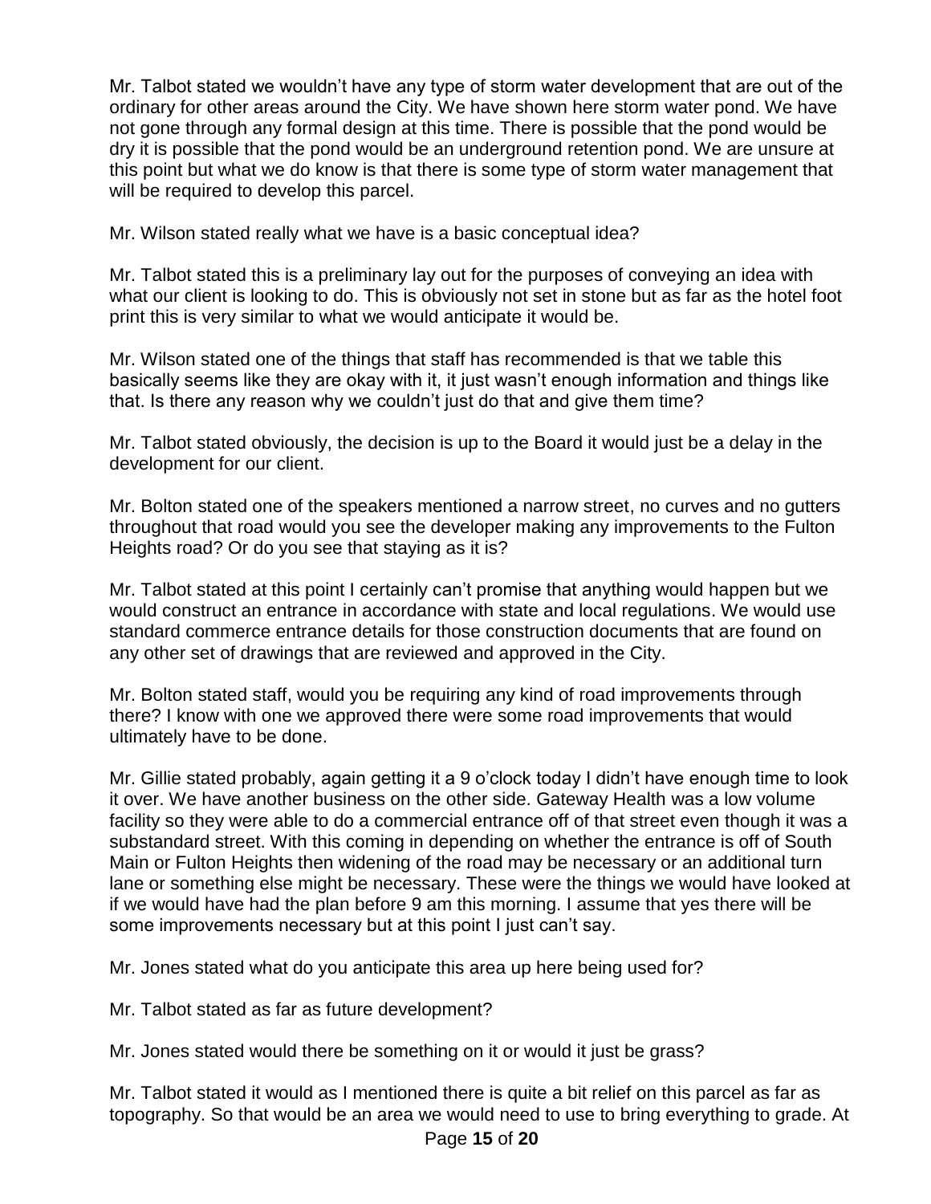Mr. Talbot stated we wouldn't have any type of storm water development that are out of the ordinary for other areas around the City. We have shown here storm water pond. We have not gone through any formal design at this time. There is possible that the pond would be dry it is possible that the pond would be an underground retention pond. We are unsure at this point but what we do know is that there is some type of storm water management that will be required to develop this parcel.

Mr. Wilson stated really what we have is a basic conceptual idea?

Mr. Talbot stated this is a preliminary lay out for the purposes of conveying an idea with what our client is looking to do. This is obviously not set in stone but as far as the hotel foot print this is very similar to what we would anticipate it would be.

Mr. Wilson stated one of the things that staff has recommended is that we table this basically seems like they are okay with it, it just wasn't enough information and things like that. Is there any reason why we couldn't just do that and give them time?

Mr. Talbot stated obviously, the decision is up to the Board it would just be a delay in the development for our client.

Mr. Bolton stated one of the speakers mentioned a narrow street, no curves and no gutters throughout that road would you see the developer making any improvements to the Fulton Heights road? Or do you see that staying as it is?

Mr. Talbot stated at this point I certainly can't promise that anything would happen but we would construct an entrance in accordance with state and local regulations. We would use standard commerce entrance details for those construction documents that are found on any other set of drawings that are reviewed and approved in the City.

Mr. Bolton stated staff, would you be requiring any kind of road improvements through there? I know with one we approved there were some road improvements that would ultimately have to be done.

Mr. Gillie stated probably, again getting it a 9 o'clock today I didn't have enough time to look it over. We have another business on the other side. Gateway Health was a low volume facility so they were able to do a commercial entrance off of that street even though it was a substandard street. With this coming in depending on whether the entrance is off of South Main or Fulton Heights then widening of the road may be necessary or an additional turn lane or something else might be necessary. These were the things we would have looked at if we would have had the plan before 9 am this morning. I assume that yes there will be some improvements necessary but at this point I just can't say.

Mr. Jones stated what do you anticipate this area up here being used for?

Mr. Talbot stated as far as future development?

Mr. Jones stated would there be something on it or would it just be grass?

Mr. Talbot stated it would as I mentioned there is quite a bit relief on this parcel as far as topography. So that would be an area we would need to use to bring everything to grade. At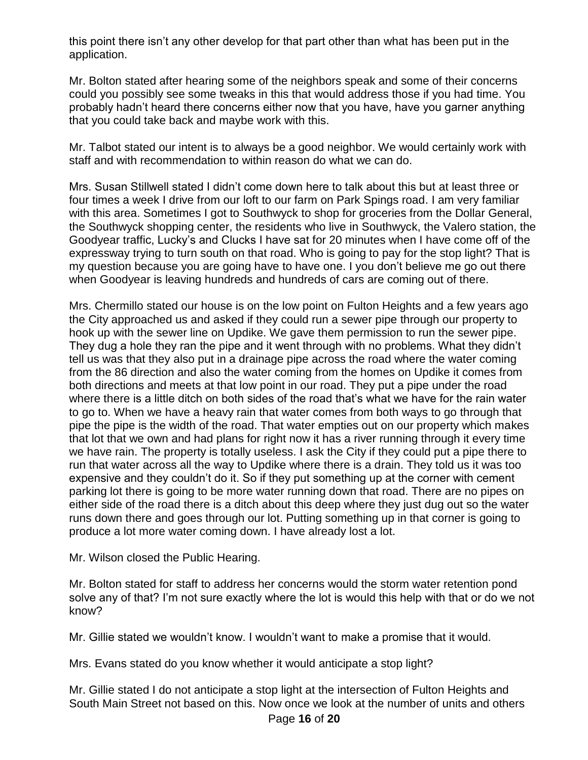this point there isn't any other develop for that part other than what has been put in the application.

Mr. Bolton stated after hearing some of the neighbors speak and some of their concerns could you possibly see some tweaks in this that would address those if you had time. You probably hadn't heard there concerns either now that you have, have you garner anything that you could take back and maybe work with this.

Mr. Talbot stated our intent is to always be a good neighbor. We would certainly work with staff and with recommendation to within reason do what we can do.

Mrs. Susan Stillwell stated I didn't come down here to talk about this but at least three or four times a week I drive from our loft to our farm on Park Spings road. I am very familiar with this area. Sometimes I got to Southwyck to shop for groceries from the Dollar General, the Southwyck shopping center, the residents who live in Southwyck, the Valero station, the Goodyear traffic, Lucky's and Clucks I have sat for 20 minutes when I have come off of the expressway trying to turn south on that road. Who is going to pay for the stop light? That is my question because you are going have to have one. I you don't believe me go out there when Goodyear is leaving hundreds and hundreds of cars are coming out of there.

Mrs. Chermillo stated our house is on the low point on Fulton Heights and a few years ago the City approached us and asked if they could run a sewer pipe through our property to hook up with the sewer line on Updike. We gave them permission to run the sewer pipe. They dug a hole they ran the pipe and it went through with no problems. What they didn't tell us was that they also put in a drainage pipe across the road where the water coming from the 86 direction and also the water coming from the homes on Updike it comes from both directions and meets at that low point in our road. They put a pipe under the road where there is a little ditch on both sides of the road that's what we have for the rain water to go to. When we have a heavy rain that water comes from both ways to go through that pipe the pipe is the width of the road. That water empties out on our property which makes that lot that we own and had plans for right now it has a river running through it every time we have rain. The property is totally useless. I ask the City if they could put a pipe there to run that water across all the way to Updike where there is a drain. They told us it was too expensive and they couldn't do it. So if they put something up at the corner with cement parking lot there is going to be more water running down that road. There are no pipes on either side of the road there is a ditch about this deep where they just dug out so the water runs down there and goes through our lot. Putting something up in that corner is going to produce a lot more water coming down. I have already lost a lot.

Mr. Wilson closed the Public Hearing.

Mr. Bolton stated for staff to address her concerns would the storm water retention pond solve any of that? I'm not sure exactly where the lot is would this help with that or do we not know?

Mr. Gillie stated we wouldn't know. I wouldn't want to make a promise that it would.

Mrs. Evans stated do you know whether it would anticipate a stop light?

Mr. Gillie stated I do not anticipate a stop light at the intersection of Fulton Heights and South Main Street not based on this. Now once we look at the number of units and others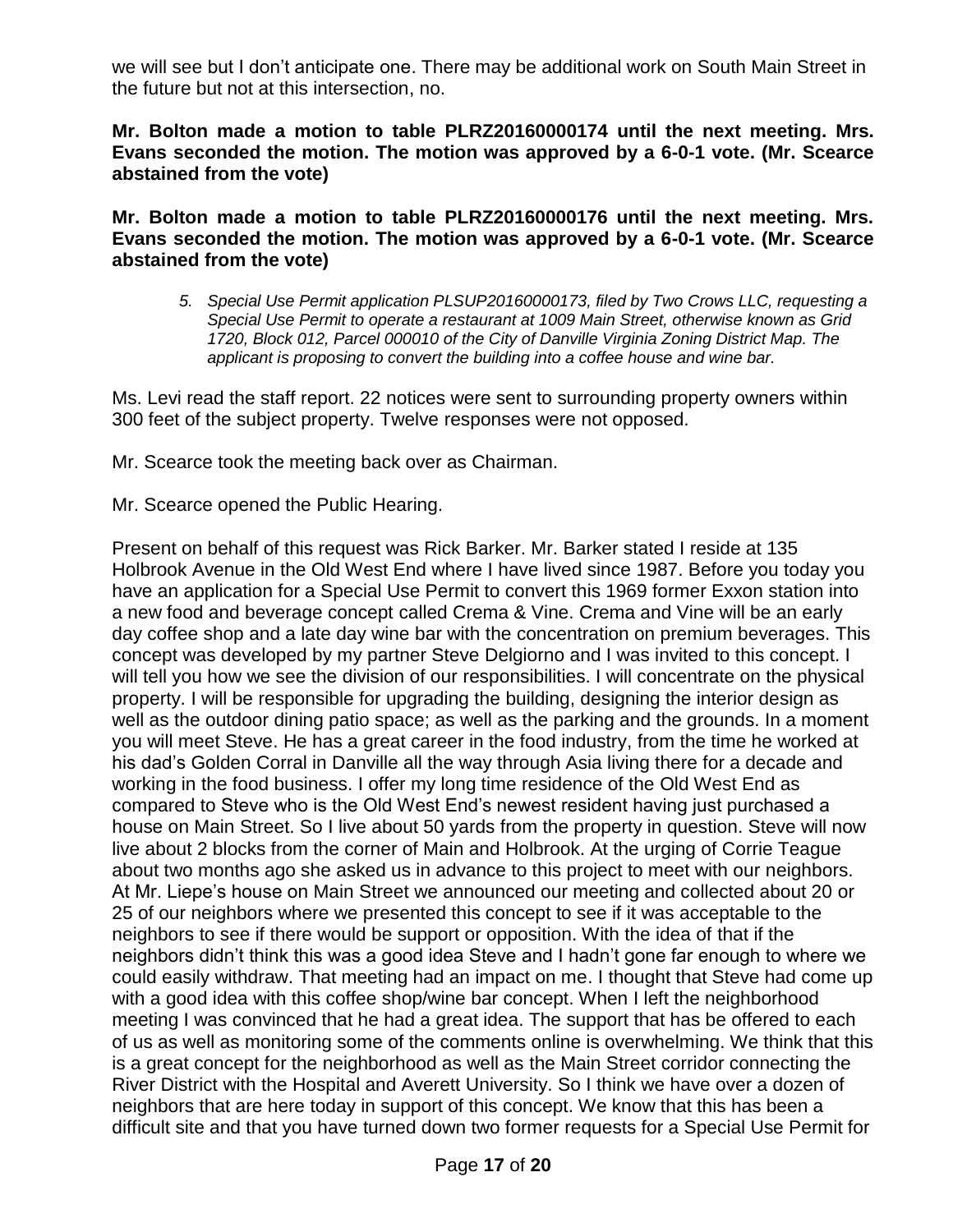we will see but I don't anticipate one. There may be additional work on South Main Street in the future but not at this intersection, no.

**Mr. Bolton made a motion to table PLRZ20160000174 until the next meeting. Mrs. Evans seconded the motion. The motion was approved by a 6-0-1 vote. (Mr. Scearce abstained from the vote)**

**Mr. Bolton made a motion to table PLRZ20160000176 until the next meeting. Mrs. Evans seconded the motion. The motion was approved by a 6-0-1 vote. (Mr. Scearce abstained from the vote)**

> 5. *Special Use Permit application PLSUP20160000173, filed by Two Crows LLC, requesting a Special Use Permit to operate a restaurant at 1009 Main Street, otherwise known as Grid 1720, Block 012, Parcel 000010 of the City of Danville Virginia Zoning District Map. The applicant is proposing to convert the building into a coffee house and wine bar.*

Ms. Levi read the staff report. 22 notices were sent to surrounding property owners within 300 feet of the subject property. Twelve responses were not opposed.

Mr. Scearce took the meeting back over as Chairman.

Mr. Scearce opened the Public Hearing.

Present on behalf of this request was Rick Barker. Mr. Barker stated I reside at 135 Holbrook Avenue in the Old West End where I have lived since 1987. Before you today you have an application for a Special Use Permit to convert this 1969 former Exxon station into a new food and beverage concept called Crema & Vine. Crema and Vine will be an early day coffee shop and a late day wine bar with the concentration on premium beverages. This concept was developed by my partner Steve Delgiorno and I was invited to this concept. I will tell you how we see the division of our responsibilities. I will concentrate on the physical property. I will be responsible for upgrading the building, designing the interior design as well as the outdoor dining patio space; as well as the parking and the grounds. In a moment you will meet Steve. He has a great career in the food industry, from the time he worked at his dad's Golden Corral in Danville all the way through Asia living there for a decade and working in the food business. I offer my long time residence of the Old West End as compared to Steve who is the Old West End's newest resident having just purchased a house on Main Street. So I live about 50 yards from the property in question. Steve will now live about 2 blocks from the corner of Main and Holbrook. At the urging of Corrie Teague about two months ago she asked us in advance to this project to meet with our neighbors. At Mr. Liepe's house on Main Street we announced our meeting and collected about 20 or 25 of our neighbors where we presented this concept to see if it was acceptable to the neighbors to see if there would be support or opposition. With the idea of that if the neighbors didn't think this was a good idea Steve and I hadn't gone far enough to where we could easily withdraw. That meeting had an impact on me. I thought that Steve had come up with a good idea with this coffee shop/wine bar concept. When I left the neighborhood meeting I was convinced that he had a great idea. The support that has be offered to each of us as well as monitoring some of the comments online is overwhelming. We think that this is a great concept for the neighborhood as well as the Main Street corridor connecting the River District with the Hospital and Averett University. So I think we have over a dozen of neighbors that are here today in support of this concept. We know that this has been a difficult site and that you have turned down two former requests for a Special Use Permit for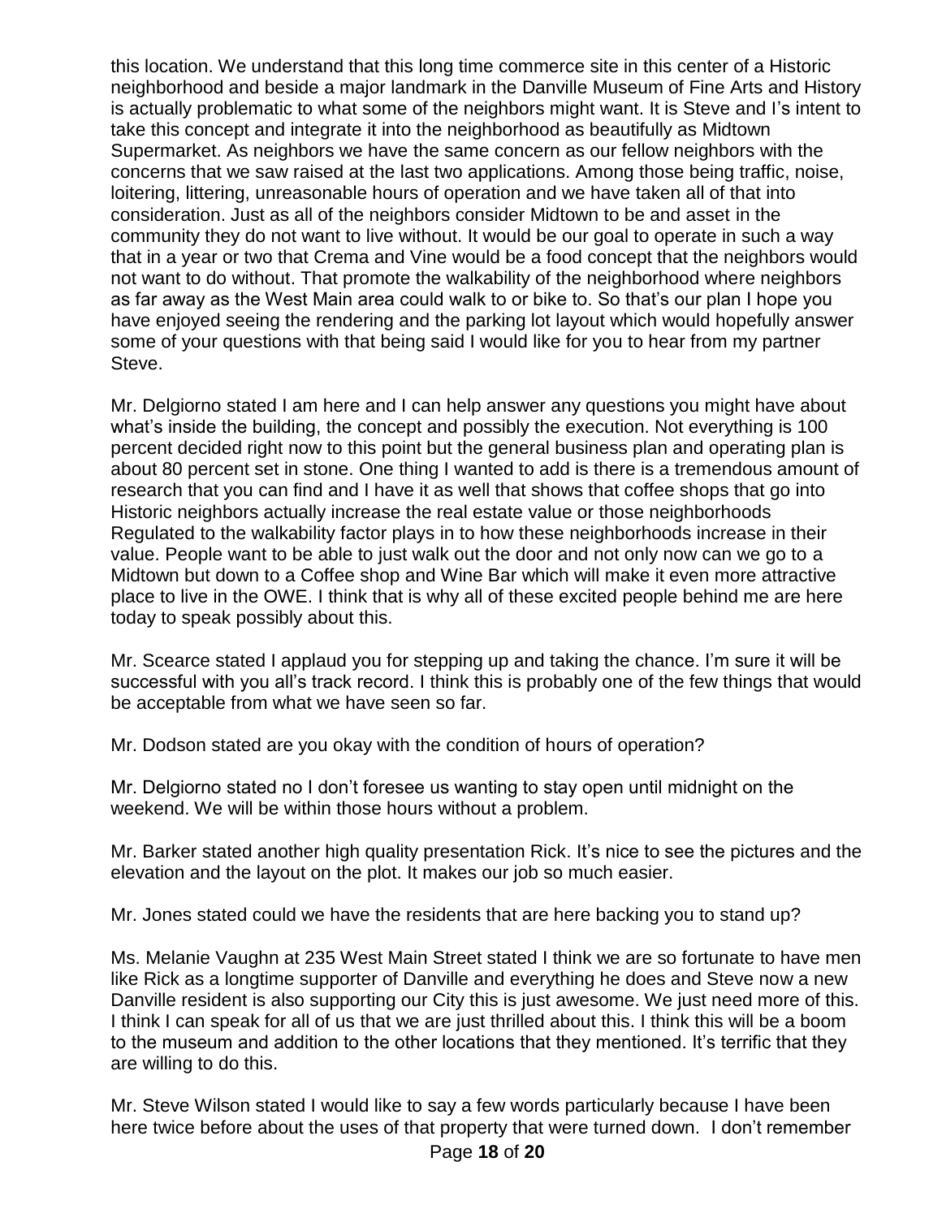this location. We understand that this long time commerce site in this center of a Historic neighborhood and beside a major landmark in the Danville Museum of Fine Arts and History is actually problematic to what some of the neighbors might want. It is Steve and I's intent to take this concept and integrate it into the neighborhood as beautifully as Midtown Supermarket. As neighbors we have the same concern as our fellow neighbors with the concerns that we saw raised at the last two applications. Among those being traffic, noise, loitering, littering, unreasonable hours of operation and we have taken all of that into consideration. Just as all of the neighbors consider Midtown to be and asset in the community they do not want to live without. It would be our goal to operate in such a way that in a year or two that Crema and Vine would be a food concept that the neighbors would not want to do without. That promote the walkability of the neighborhood where neighbors as far away as the West Main area could walk to or bike to. So that's our plan I hope you have enjoyed seeing the rendering and the parking lot layout which would hopefully answer some of your questions with that being said I would like for you to hear from my partner Steve.

Mr. Delgiorno stated I am here and I can help answer any questions you might have about what's inside the building, the concept and possibly the execution. Not everything is 100 percent decided right now to this point but the general business plan and operating plan is about 80 percent set in stone. One thing I wanted to add is there is a tremendous amount of research that you can find and I have it as well that shows that coffee shops that go into Historic neighbors actually increase the real estate value or those neighborhoods Regulated to the walkability factor plays in to how these neighborhoods increase in their value. People want to be able to just walk out the door and not only now can we go to a Midtown but down to a Coffee shop and Wine Bar which will make it even more attractive place to live in the OWE. I think that is why all of these excited people behind me are here today to speak possibly about this.

Mr. Scearce stated I applaud you for stepping up and taking the chance. I'm sure it will be successful with you all's track record. I think this is probably one of the few things that would be acceptable from what we have seen so far.

Mr. Dodson stated are you okay with the condition of hours of operation?

Mr. Delgiorno stated no I don't foresee us wanting to stay open until midnight on the weekend. We will be within those hours without a problem.

Mr. Barker stated another high quality presentation Rick. It's nice to see the pictures and the elevation and the layout on the plot. It makes our job so much easier.

Mr. Jones stated could we have the residents that are here backing you to stand up?

Ms. Melanie Vaughn at 235 West Main Street stated I think we are so fortunate to have men like Rick as a longtime supporter of Danville and everything he does and Steve now a new Danville resident is also supporting our City this is just awesome. We just need more of this. I think I can speak for all of us that we are just thrilled about this. I think this will be a boom to the museum and addition to the other locations that they mentioned. It's terrific that they are willing to do this.

Mr. Steve Wilson stated I would like to say a few words particularly because I have been here twice before about the uses of that property that were turned down. I don't remember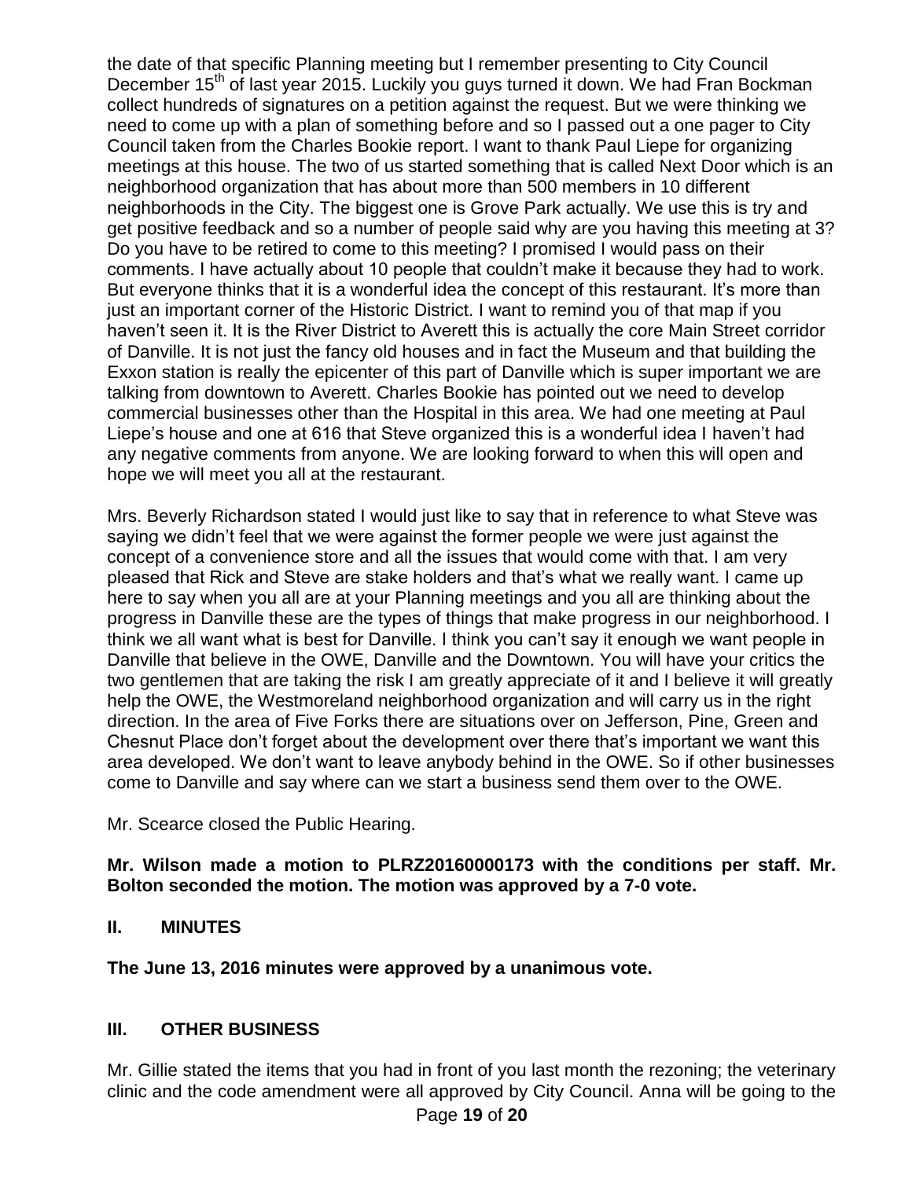the date of that specific Planning meeting but I remember presenting to City Council December 15th of last year 2015. Luckily you guys turned it down. We had Fran Bockman collect hundreds of signatures on a petition against the request. But we were thinking we need to come up with a plan of something before and so I passed out a one pager to City Council taken from the Charles Bookie report. I want to thank Paul Liepe for organizing meetings at this house. The two of us started something that is called Next Door which is an neighborhood organization that has about more than 500 members in 10 different neighborhoods in the City. The biggest one is Grove Park actually. We use this is try and get positive feedback and so a number of people said why are you having this meeting at 3? Do you have to be retired to come to this meeting? I promised I would pass on their comments. I have actually about 10 people that couldn't make it because they had to work. But everyone thinks that it is a wonderful idea the concept of this restaurant. It's more than just an important corner of the Historic District. I want to remind you of that map if you haven't seen it. It is the River District to Averett this is actually the core Main Street corridor of Danville. It is not just the fancy old houses and in fact the Museum and that building the Exxon station is really the epicenter of this part of Danville which is super important we are talking from downtown to Averett. Charles Bookie has pointed out we need to develop commercial businesses other than the Hospital in this area. We had one meeting at Paul Liepe's house and one at 616 that Steve organized this is a wonderful idea I haven't had any negative comments from anyone. We are looking forward to when this will open and hope we will meet you all at the restaurant.

Mrs. Beverly Richardson stated I would just like to say that in reference to what Steve was saying we didn't feel that we were against the former people we were just against the concept of a convenience store and all the issues that would come with that. I am very pleased that Rick and Steve are stake holders and that's what we really want. I came up here to say when you all are at your Planning meetings and you all are thinking about the progress in Danville these are the types of things that make progress in our neighborhood. I think we all want what is best for Danville. I think you can't say it enough we want people in Danville that believe in the OWE, Danville and the Downtown. You will have your critics the two gentlemen that are taking the risk I am greatly appreciate of it and I believe it will greatly help the OWE, the Westmoreland neighborhood organization and will carry us in the right direction. In the area of Five Forks there are situations over on Jefferson, Pine, Green and Chesnut Place don't forget about the development over there that's important we want this area developed. We don't want to leave anybody behind in the OWE. So if other businesses come to Danville and say where can we start a business send them over to the OWE.

Mr. Scearce closed the Public Hearing.

**Mr. Wilson made a motion to PLRZ20160000173 with the conditions per staff. Mr. Bolton seconded the motion. The motion was approved by a 7-0 vote.**

## II. MINUTES

**The June 13, 2016 minutes were approved by a unanimous vote.**

## III. OTHER BUSINESS

Mr. Gillie stated the items that you had in front of you last month the rezoning; the veterinary clinic and the code amendment were all approved by City Council. Anna will be going to the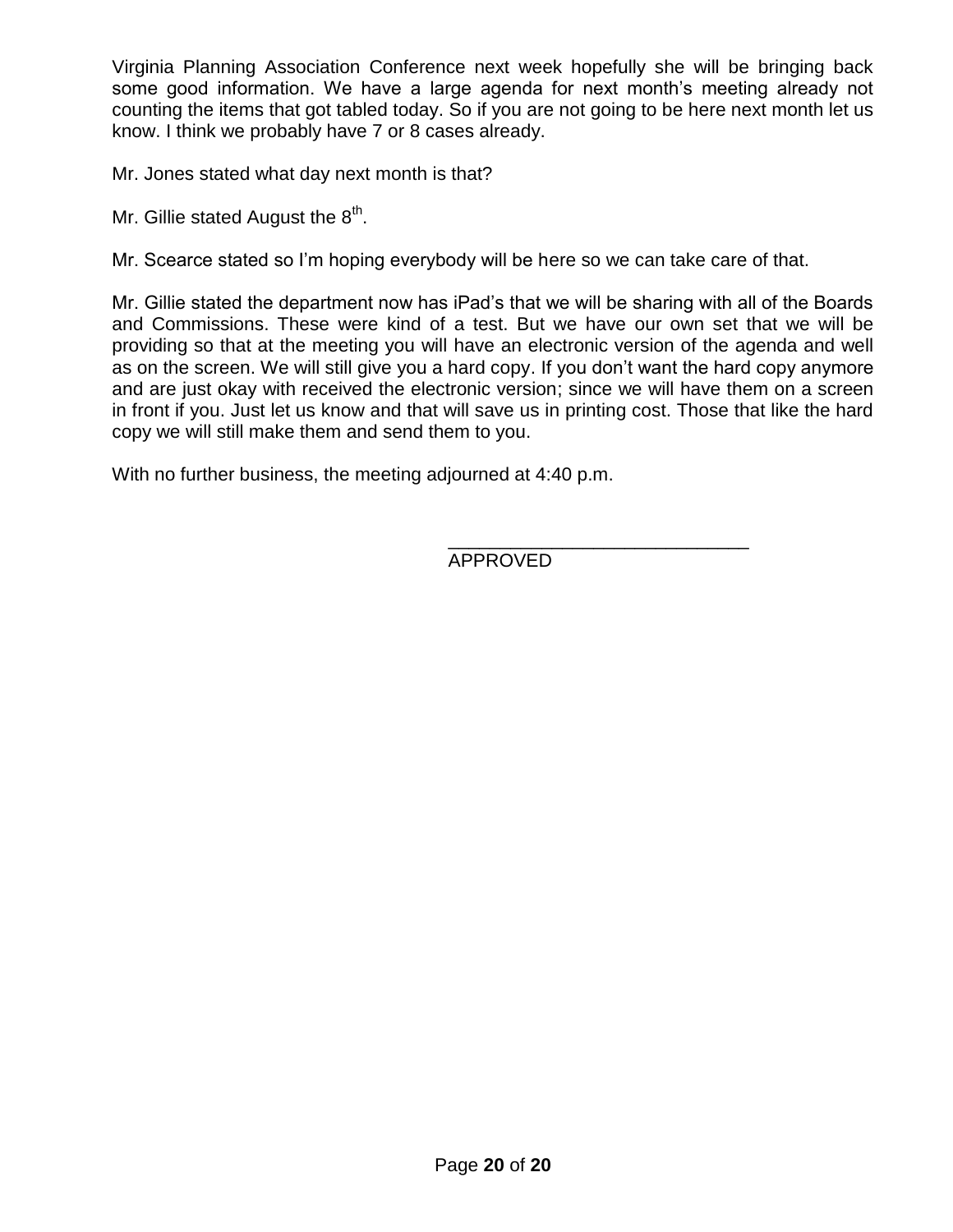Virginia Planning Association Conference next week hopefully she will be bringing back some good information. We have a large agenda for next month's meeting already not counting the items that got tabled today. So if you are not going to be here next month let us know. I think we probably have 7 or 8 cases already.

Mr. Jones stated what day next month is that?

Mr. Gillie stated August the 8th.

Mr. Scearce stated so I'm hoping everybody will be here so we can take care of that.

Mr. Gillie stated the department now has iPad's that we will be sharing with all of the Boards and Commissions. These were kind of a test. But we have our own set that we will be providing so that at the meeting you will have an electronic version of the agenda and well as on the screen. We will still give you a hard copy. If you don't want the hard copy anymore and are just okay with received the electronic version; since we will have them on a screen in front if you. Just let us know and that will save us in printing cost. Those that like the hard copy we will still make them and send them to you.

With no further business, the meeting adjourned at 4:40 p.m.

\_\_\_\_\_\_\_\_\_\_\_\_\_\_\_\_\_\_\_\_\_\_\_\_\_\_\_\_\_\_
APPROVED